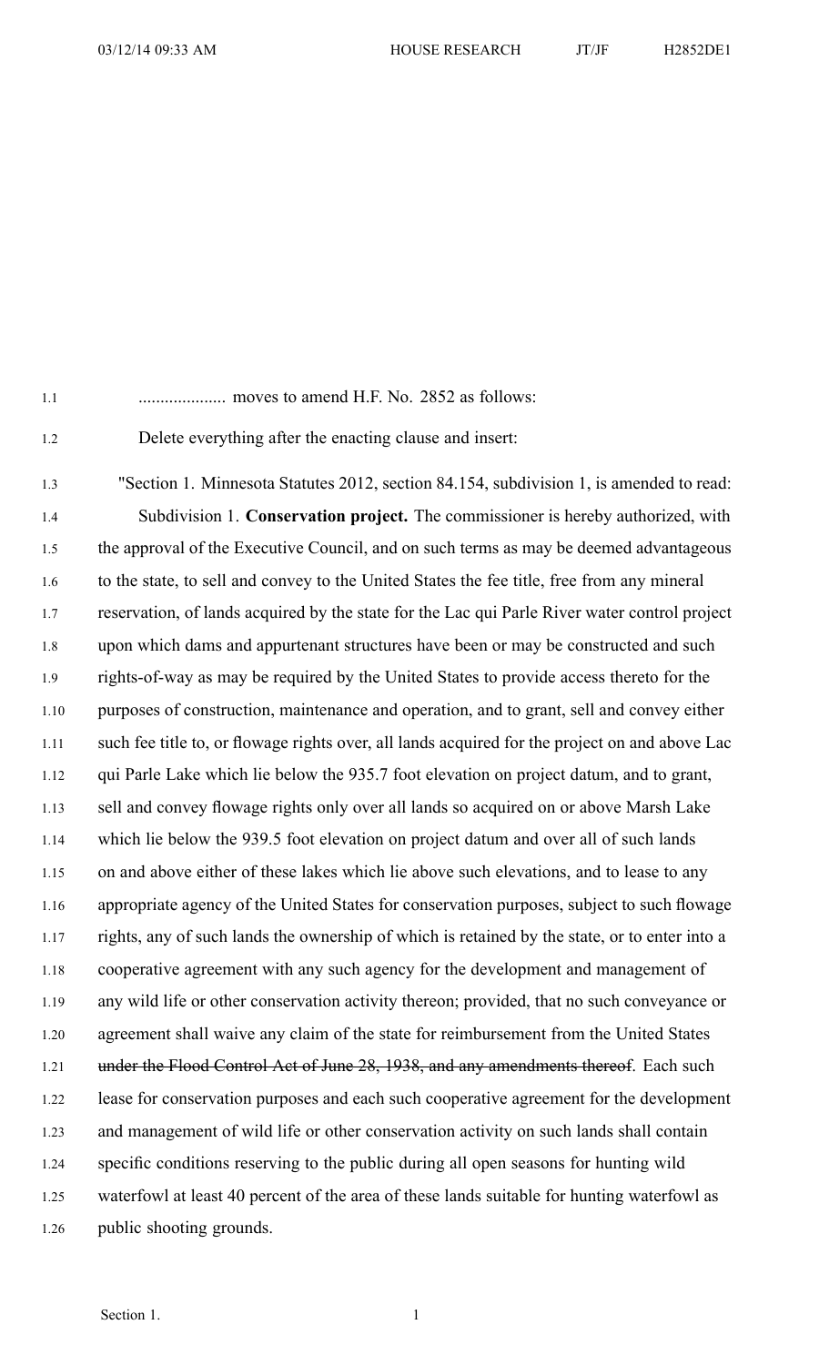.................... moves to amend H.F. No. 2852 as follows:

Delete everything after the enacting clause and insert:

"Section 1. Minnesota Statutes 2012, section 84.154, subdivision 1, is amended to read:

Subdivision 1. **Conservation project.** The commissioner is hereby authorized, with the approval of the Executive Council, and on such terms as may be deemed advantageous to the state, to sell and convey to the United States the fee title, free from any mineral reservation, of lands acquired by the state for the Lac qui Parle River water control project upon which dams and appurtenant structures have been or may be constructed and such rights-of-way as may be required by the United States to provide access thereto for the purposes of construction, maintenance and operation, and to grant, sell and convey either such fee title to, or flowage rights over, all lands acquired for the project on and above Lac qui Parle Lake which lie below the 935.7 foot elevation on project datum, and to grant, sell and convey flowage rights only over all lands so acquired on or above Marsh Lake which lie below the 939.5 foot elevation on project datum and over all of such lands on and above either of these lakes which lie above such elevations, and to lease to any appropriate agency of the United States for conservation purposes, subject to such flowage rights, any of such lands the ownership of which is retained by the state, or to enter into a cooperative agreement with any such agency for the development and management of any wild life or other conservation activity thereon; provided, that no such conveyance or agreement shall waive any claim of the state for reimbursement from the United States ~~under the Flood Control Act of June 28, 1938, and any amendments thereof~~. Each such lease for conservation purposes and each such cooperative agreement for the development and management of wild life or other conservation activity on such lands shall contain specific conditions reserving to the public during all open seasons for hunting wild waterfowl at least 40 percent of the area of these lands suitable for hunting waterfowl as public shooting grounds.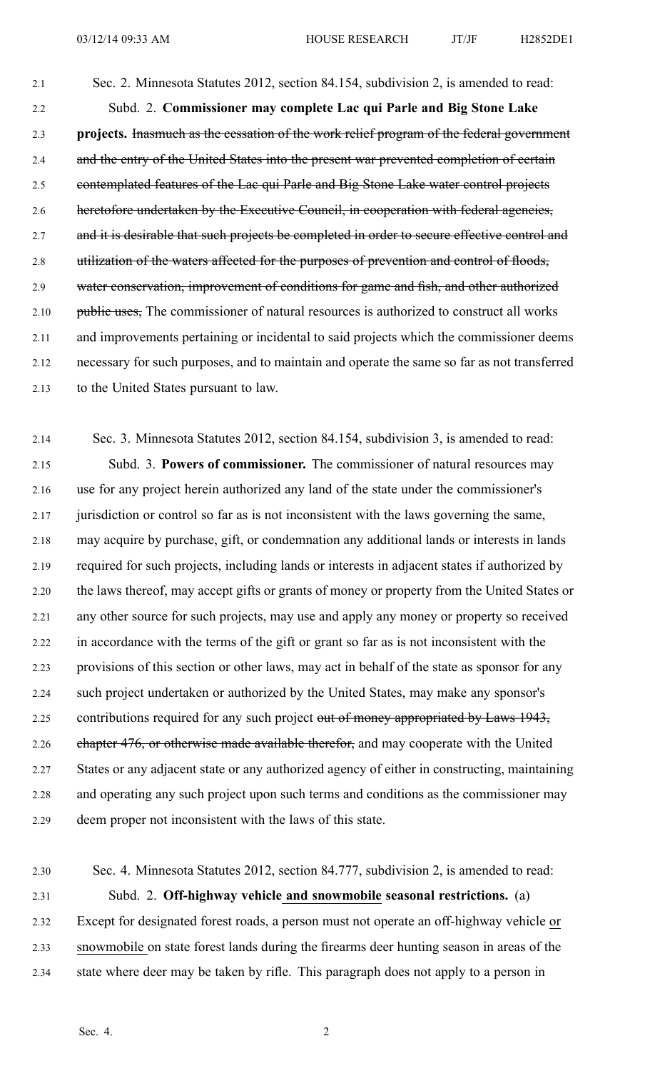Sec. 2. Minnesota Statutes 2012, section 84.154, subdivision 2, is amended to read:

Subd. 2. **Commissioner may complete Lac qui Parle and Big Stone Lake projects.** ~~Inasmuch as the cessation of the work relief program of the federal government and the entry of the United States into the present war prevented completion of certain contemplated features of the Lac qui Parle and Big Stone Lake water control projects heretofore undertaken by the Executive Council, in cooperation with federal agencies, and it is desirable that such projects be completed in order to secure effective control and utilization of the waters affected for the purposes of prevention and control of floods, water conservation, improvement of conditions for game and fish, and other authorized public uses,~~ The commissioner of natural resources is authorized to construct all works and improvements pertaining or incidental to said projects which the commissioner deems necessary for such purposes, and to maintain and operate the same so far as not transferred to the United States pursuant to law.

Sec. 3. Minnesota Statutes 2012, section 84.154, subdivision 3, is amended to read:

Subd. 3. **Powers of commissioner.** The commissioner of natural resources may use for any project herein authorized any land of the state under the commissioner's jurisdiction or control so far as is not inconsistent with the laws governing the same, may acquire by purchase, gift, or condemnation any additional lands or interests in lands required for such projects, including lands or interests in adjacent states if authorized by the laws thereof, may accept gifts or grants of money or property from the United States or any other source for such projects, may use and apply any money or property so received in accordance with the terms of the gift or grant so far as is not inconsistent with the provisions of this section or other laws, may act in behalf of the state as sponsor for any such project undertaken or authorized by the United States, may make any sponsor's contributions required for any such project ~~out of money appropriated by Laws 1943, chapter 476, or otherwise made available therefor,~~ and may cooperate with the United States or any adjacent state or any authorized agency of either in constructing, maintaining and operating any such project upon such terms and conditions as the commissioner may deem proper not inconsistent with the laws of this state.

Sec. 4. Minnesota Statutes 2012, section 84.777, subdivision 2, is amended to read:

Subd. 2. **Off-highway vehicle <u>and snowmobile</u> seasonal restrictions.** (a) Except for designated forest roads, a person must not operate an off-highway vehicle <u>or snowmobile</u> on state forest lands during the firearms deer hunting season in areas of the state where deer may be taken by rifle. This paragraph does not apply to a person in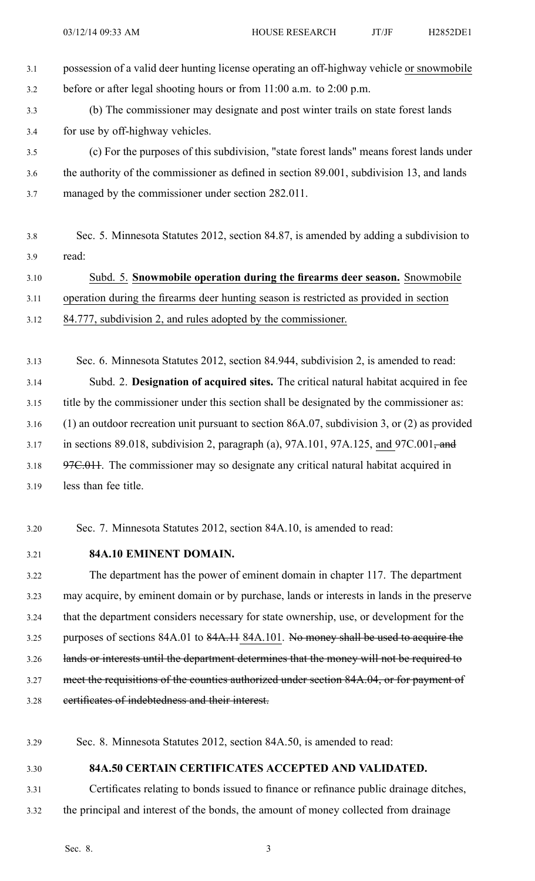possession of a valid deer hunting license operating an off-highway vehicle <u>or snowmobile</u> before or after legal shooting hours or from 11:00 a.m. to 2:00 p.m.

(b) The commissioner may designate and post winter trails on state forest lands for use by off-highway vehicles.

(c) For the purposes of this subdivision, "state forest lands" means forest lands under the authority of the commissioner as defined in section 89.001, subdivision 13, and lands managed by the commissioner under section 282.011.

Sec. 5. Minnesota Statutes 2012, section 84.87, is amended by adding a subdivision to read:

<u>Subd. 5.</u> <u>**Snowmobile operation during the firearms deer season.**</u> <u>Snowmobile operation during the firearms deer hunting season is restricted as provided in section 84.777, subdivision 2, and rules adopted by the commissioner.</u>

Sec. 6. Minnesota Statutes 2012, section 84.944, subdivision 2, is amended to read:

Subd. 2. **Designation of acquired sites.** The critical natural habitat acquired in fee title by the commissioner under this section shall be designated by the commissioner as: (1) an outdoor recreation unit pursuant to section 86A.07, subdivision 3, or (2) as provided in sections 89.018, subdivision 2, paragraph (a), 97A.101, 97A.125, <u>and</u> 97C.001~~, and 97C.011~~. The commissioner may so designate any critical natural habitat acquired in less than fee title.

Sec. 7. Minnesota Statutes 2012, section 84A.10, is amended to read:

**84A.10 EMINENT DOMAIN.**

The department has the power of eminent domain in chapter 117. The department may acquire, by eminent domain or by purchase, lands or interests in lands in the preserve that the department considers necessary for state ownership, use, or development for the purposes of sections 84A.01 to ~~84A.11~~ <u>84A.101</u>. ~~No money shall be used to acquire the lands or interests until the department determines that the money will not be required to meet the requisitions of the counties authorized under section 84A.04, or for payment of certificates of indebtedness and their interest.~~

Sec. 8. Minnesota Statutes 2012, section 84A.50, is amended to read:

**84A.50 CERTAIN CERTIFICATES ACCEPTED AND VALIDATED.**

Certificates relating to bonds issued to finance or refinance public drainage ditches, the principal and interest of the bonds, the amount of money collected from drainage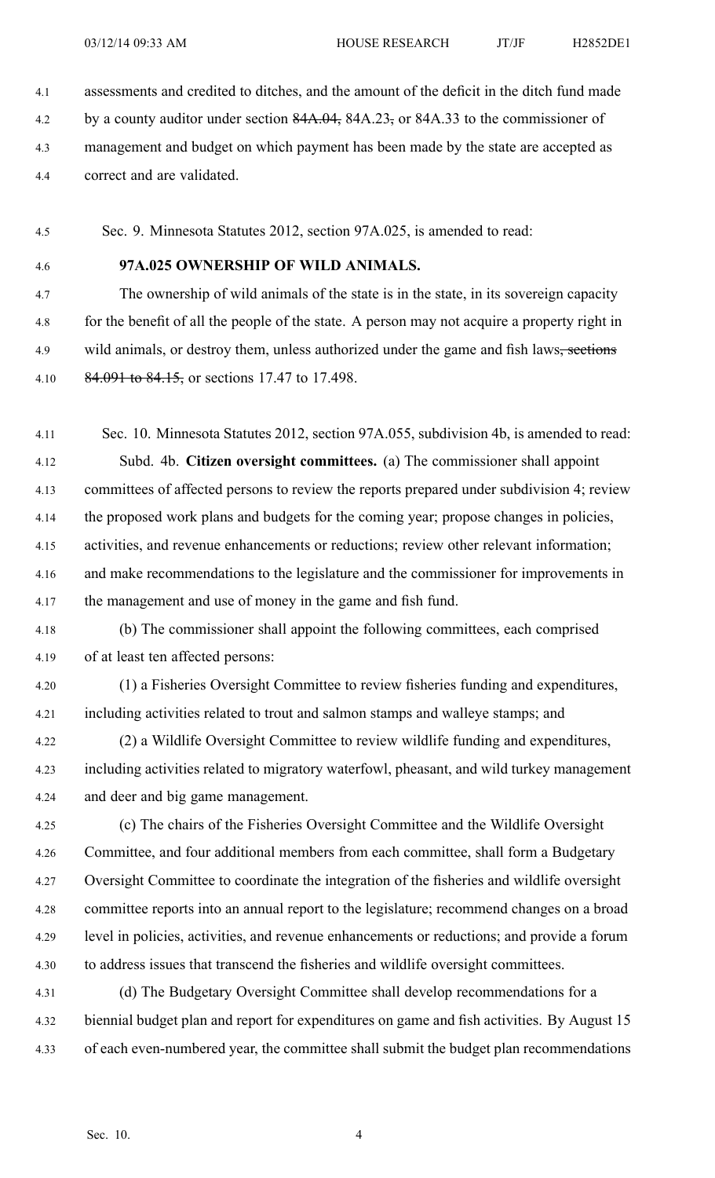assessments and credited to ditches, and the amount of the deficit in the ditch fund made by a county auditor under section ~~84A.04,~~ 84A.23~~,~~ or 84A.33 to the commissioner of management and budget on which payment has been made by the state are accepted as correct and are validated.

Sec. 9. Minnesota Statutes 2012, section 97A.025, is amended to read:

**97A.025 OWNERSHIP OF WILD ANIMALS.**

The ownership of wild animals of the state is in the state, in its sovereign capacity for the benefit of all the people of the state. A person may not acquire a property right in wild animals, or destroy them, unless authorized under the game and fish laws~~, sections 84.091 to 84.15,~~ or sections 17.47 to 17.498.

Sec. 10. Minnesota Statutes 2012, section 97A.055, subdivision 4b, is amended to read:

Subd. 4b. **Citizen oversight committees.** (a) The commissioner shall appoint committees of affected persons to review the reports prepared under subdivision 4; review the proposed work plans and budgets for the coming year; propose changes in policies, activities, and revenue enhancements or reductions; review other relevant information; and make recommendations to the legislature and the commissioner for improvements in the management and use of money in the game and fish fund.

(b) The commissioner shall appoint the following committees, each comprised of at least ten affected persons:

(1) a Fisheries Oversight Committee to review fisheries funding and expenditures, including activities related to trout and salmon stamps and walleye stamps; and

(2) a Wildlife Oversight Committee to review wildlife funding and expenditures, including activities related to migratory waterfowl, pheasant, and wild turkey management and deer and big game management.

(c) The chairs of the Fisheries Oversight Committee and the Wildlife Oversight Committee, and four additional members from each committee, shall form a Budgetary Oversight Committee to coordinate the integration of the fisheries and wildlife oversight committee reports into an annual report to the legislature; recommend changes on a broad level in policies, activities, and revenue enhancements or reductions; and provide a forum to address issues that transcend the fisheries and wildlife oversight committees.

(d) The Budgetary Oversight Committee shall develop recommendations for a biennial budget plan and report for expenditures on game and fish activities. By August 15 of each even-numbered year, the committee shall submit the budget plan recommendations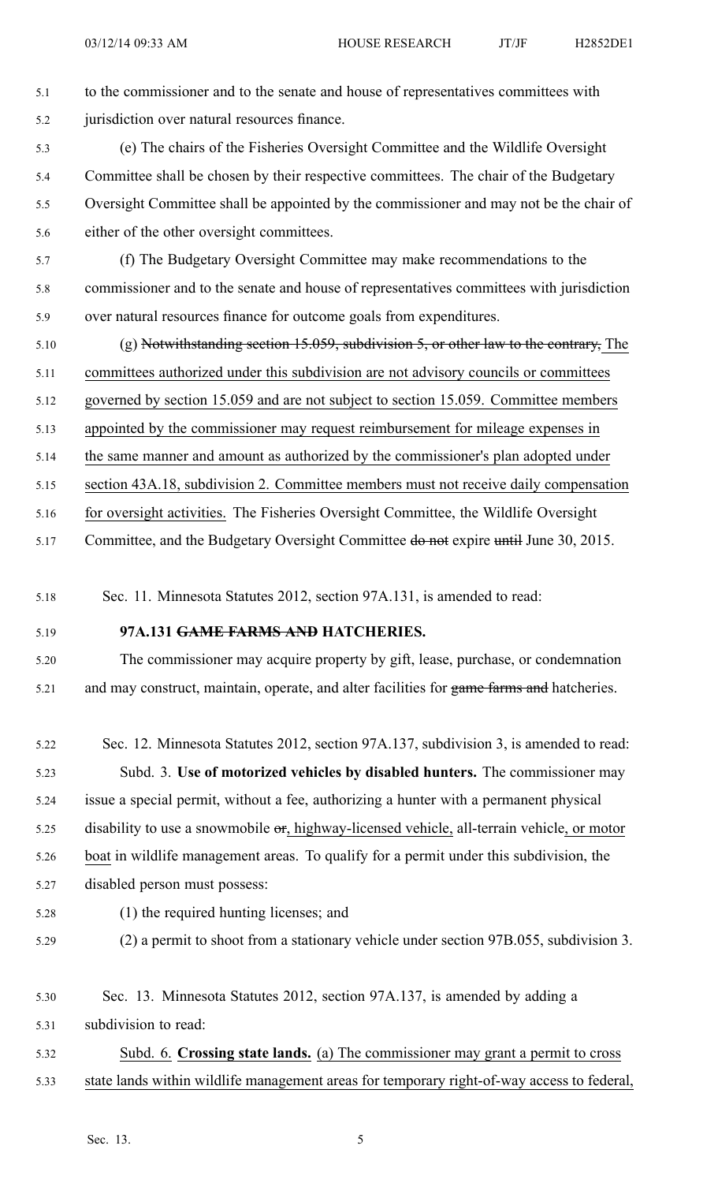to the commissioner and to the senate and house of representatives committees with jurisdiction over natural resources finance.

(e) The chairs of the Fisheries Oversight Committee and the Wildlife Oversight Committee shall be chosen by their respective committees. The chair of the Budgetary Oversight Committee shall be appointed by the commissioner and may not be the chair of either of the other oversight committees.

(f) The Budgetary Oversight Committee may make recommendations to the commissioner and to the senate and house of representatives committees with jurisdiction over natural resources finance for outcome goals from expenditures.

(g) ~~Notwithstanding section 15.059, subdivision 5, or other law to the contrary,~~ The committees authorized under this subdivision are not advisory councils or committees governed by section 15.059 and are not subject to section 15.059. Committee members appointed by the commissioner may request reimbursement for mileage expenses in the same manner and amount as authorized by the commissioner's plan adopted under section 43A.18, subdivision 2. Committee members must not receive daily compensation for oversight activities. The Fisheries Oversight Committee, the Wildlife Oversight Committee, and the Budgetary Oversight Committee ~~do not~~ expire ~~until~~ June 30, 2015.

Sec. 11. Minnesota Statutes 2012, section 97A.131, is amended to read:

**97A.131 ~~GAME FARMS AND~~ HATCHERIES.**

The commissioner may acquire property by gift, lease, purchase, or condemnation and may construct, maintain, operate, and alter facilities for ~~game farms and~~ hatcheries.

Sec. 12. Minnesota Statutes 2012, section 97A.137, subdivision 3, is amended to read:

Subd. 3. **Use of motorized vehicles by disabled hunters.** The commissioner may issue a special permit, without a fee, authorizing a hunter with a permanent physical disability to use a snowmobile ~~or~~, highway-licensed vehicle, all-terrain vehicle, or motor boat in wildlife management areas. To qualify for a permit under this subdivision, the disabled person must possess:

(1) the required hunting licenses; and

(2) a permit to shoot from a stationary vehicle under section 97B.055, subdivision 3.

Sec. 13. Minnesota Statutes 2012, section 97A.137, is amended by adding a subdivision to read:

Subd. 6. **Crossing state lands.** (a) The commissioner may grant a permit to cross state lands within wildlife management areas for temporary right-of-way access to federal,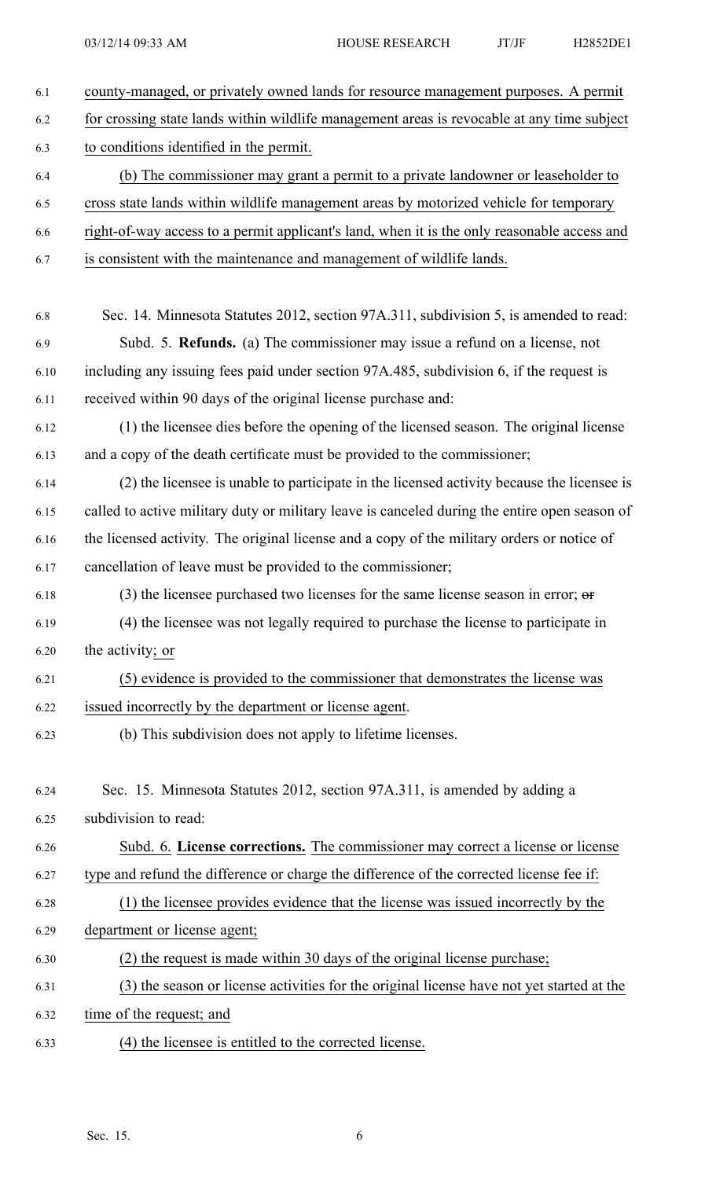county-managed, or privately owned lands for resource management purposes. A permit for crossing state lands within wildlife management areas is revocable at any time subject to conditions identified in the permit.

(b) The commissioner may grant a permit to a private landowner or leaseholder to cross state lands within wildlife management areas by motorized vehicle for temporary right-of-way access to a permit applicant's land, when it is the only reasonable access and is consistent with the maintenance and management of wildlife lands.

Sec. 14. Minnesota Statutes 2012, section 97A.311, subdivision 5, is amended to read:

Subd. 5. **Refunds.** (a) The commissioner may issue a refund on a license, not including any issuing fees paid under section 97A.485, subdivision 6, if the request is received within 90 days of the original license purchase and:

(1) the licensee dies before the opening of the licensed season. The original license and a copy of the death certificate must be provided to the commissioner;

(2) the licensee is unable to participate in the licensed activity because the licensee is called to active military duty or military leave is canceled during the entire open season of the licensed activity. The original license and a copy of the military orders or notice of cancellation of leave must be provided to the commissioner;

(3) the licensee purchased two licenses for the same license season in error; ~~or~~

(4) the licensee was not legally required to purchase the license to participate in the activity; or

(5) evidence is provided to the commissioner that demonstrates the license was issued incorrectly by the department or license agent.

(b) This subdivision does not apply to lifetime licenses.

Sec. 15. Minnesota Statutes 2012, section 97A.311, is amended by adding a subdivision to read:

Subd. 6. **License corrections.** The commissioner may correct a license or license type and refund the difference or charge the difference of the corrected license fee if:

(1) the licensee provides evidence that the license was issued incorrectly by the department or license agent;

(2) the request is made within 30 days of the original license purchase;

(3) the season or license activities for the original license have not yet started at the time of the request; and

(4) the licensee is entitled to the corrected license.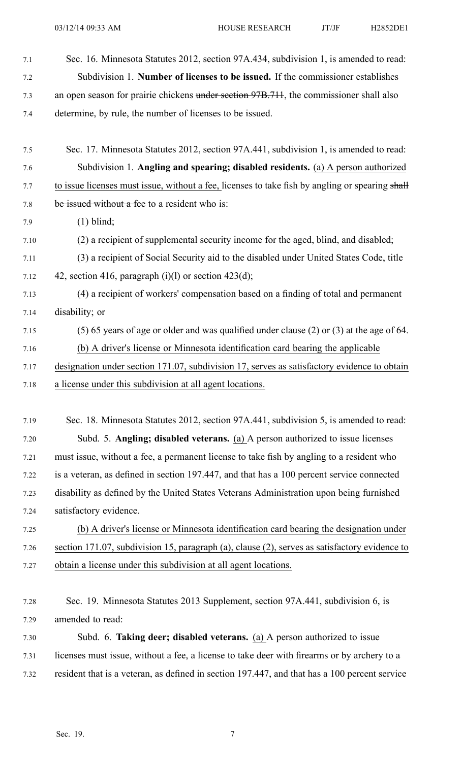Sec. 16. Minnesota Statutes 2012, section 97A.434, subdivision 1, is amended to read:

Subdivision 1. **Number of licenses to be issued.** If the commissioner establishes an open season for prairie chickens ~~under section 97B.711~~, the commissioner shall also determine, by rule, the number of licenses to be issued.

Sec. 17. Minnesota Statutes 2012, section 97A.441, subdivision 1, is amended to read:

Subdivision 1. **Angling and spearing; disabled residents.** (a) A person authorized to issue licenses must issue, without a fee, licenses to take fish by angling or spearing ~~shall be issued without a fee~~ to a resident who is:

(1) blind;

(2) a recipient of supplemental security income for the aged, blind, and disabled;

(3) a recipient of Social Security aid to the disabled under United States Code, title 42, section 416, paragraph (i)(l) or section 423(d);

(4) a recipient of workers' compensation based on a finding of total and permanent disability; or

(5) 65 years of age or older and was qualified under clause (2) or (3) at the age of 64.

(b) A driver's license or Minnesota identification card bearing the applicable designation under section 171.07, subdivision 17, serves as satisfactory evidence to obtain a license under this subdivision at all agent locations.

Sec. 18. Minnesota Statutes 2012, section 97A.441, subdivision 5, is amended to read:

Subd. 5. **Angling; disabled veterans.** (a) A person authorized to issue licenses must issue, without a fee, a permanent license to take fish by angling to a resident who is a veteran, as defined in section 197.447, and that has a 100 percent service connected disability as defined by the United States Veterans Administration upon being furnished satisfactory evidence.

(b) A driver's license or Minnesota identification card bearing the designation under section 171.07, subdivision 15, paragraph (a), clause (2), serves as satisfactory evidence to obtain a license under this subdivision at all agent locations.

Sec. 19. Minnesota Statutes 2013 Supplement, section 97A.441, subdivision 6, is amended to read:

Subd. 6. **Taking deer; disabled veterans.** (a) A person authorized to issue licenses must issue, without a fee, a license to take deer with firearms or by archery to a resident that is a veteran, as defined in section 197.447, and that has a 100 percent service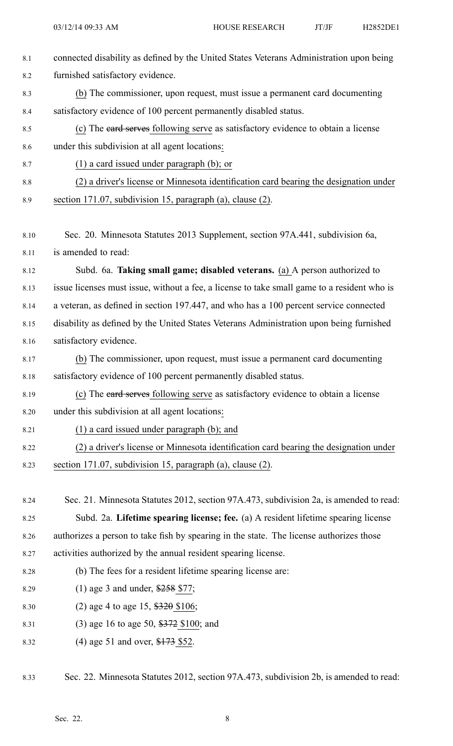connected disability as defined by the United States Veterans Administration upon being furnished satisfactory evidence.

(b) The commissioner, upon request, must issue a permanent card documenting satisfactory evidence of 100 percent permanently disabled status.

(c) The ~~card serves~~ following serve as satisfactory evidence to obtain a license under this subdivision at all agent locations:

(1) a card issued under paragraph (b); or

(2) a driver's license or Minnesota identification card bearing the designation under section 171.07, subdivision 15, paragraph (a), clause (2).

Sec. 20. Minnesota Statutes 2013 Supplement, section 97A.441, subdivision 6a, is amended to read:

Subd. 6a. **Taking small game; disabled veterans.** (a) A person authorized to issue licenses must issue, without a fee, a license to take small game to a resident who is a veteran, as defined in section 197.447, and who has a 100 percent service connected disability as defined by the United States Veterans Administration upon being furnished satisfactory evidence.

(b) The commissioner, upon request, must issue a permanent card documenting satisfactory evidence of 100 percent permanently disabled status.

(c) The ~~card serves~~ following serve as satisfactory evidence to obtain a license under this subdivision at all agent locations:

(1) a card issued under paragraph (b); and

(2) a driver's license or Minnesota identification card bearing the designation under section 171.07, subdivision 15, paragraph (a), clause (2).

Sec. 21. Minnesota Statutes 2012, section 97A.473, subdivision 2a, is amended to read:

Subd. 2a. **Lifetime spearing license; fee.** (a) A resident lifetime spearing license authorizes a person to take fish by spearing in the state. The license authorizes those activities authorized by the annual resident spearing license.

(b) The fees for a resident lifetime spearing license are:

(1) age 3 and under, ~~$258~~ $77;

(2) age 4 to age 15, ~~$320~~ $106;

(3) age 16 to age 50, ~~$372~~ $100; and

(4) age 51 and over, ~~$173~~ $52.

Sec. 22. Minnesota Statutes 2012, section 97A.473, subdivision 2b, is amended to read: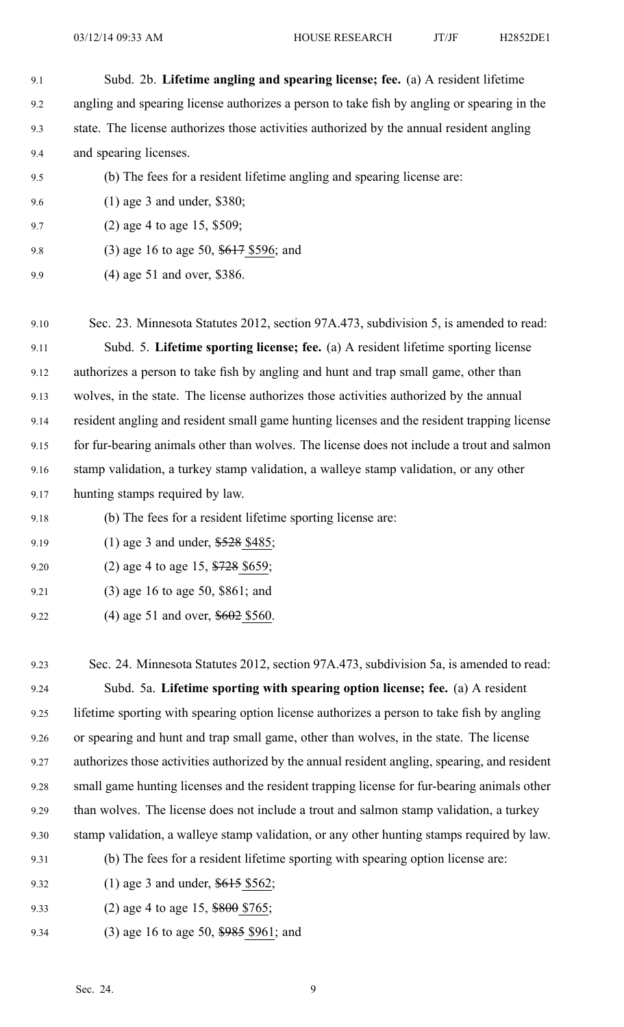Subd. 2b. **Lifetime angling and spearing license; fee.** (a) A resident lifetime angling and spearing license authorizes a person to take fish by angling or spearing in the state. The license authorizes those activities authorized by the annual resident angling and spearing licenses.

(b) The fees for a resident lifetime angling and spearing license are:

(1) age 3 and under, \$380;

(2) age 4 to age 15, \$509;

(3) age 16 to age 50, ~~\$617~~ \$596; and

(4) age 51 and over, \$386.

Sec. 23. Minnesota Statutes 2012, section 97A.473, subdivision 5, is amended to read:

Subd. 5. **Lifetime sporting license; fee.** (a) A resident lifetime sporting license authorizes a person to take fish by angling and hunt and trap small game, other than wolves, in the state. The license authorizes those activities authorized by the annual resident angling and resident small game hunting licenses and the resident trapping license for fur-bearing animals other than wolves. The license does not include a trout and salmon stamp validation, a turkey stamp validation, a walleye stamp validation, or any other hunting stamps required by law.

(b) The fees for a resident lifetime sporting license are:

(1) age 3 and under, ~~\$528~~ \$485;

(2) age 4 to age 15, ~~\$728~~ \$659;

(3) age 16 to age 50, \$861; and

(4) age 51 and over, ~~\$602~~ \$560.

Sec. 24. Minnesota Statutes 2012, section 97A.473, subdivision 5a, is amended to read:

Subd. 5a. **Lifetime sporting with spearing option license; fee.** (a) A resident lifetime sporting with spearing option license authorizes a person to take fish by angling or spearing and hunt and trap small game, other than wolves, in the state. The license authorizes those activities authorized by the annual resident angling, spearing, and resident small game hunting licenses and the resident trapping license for fur-bearing animals other than wolves. The license does not include a trout and salmon stamp validation, a turkey stamp validation, a walleye stamp validation, or any other hunting stamps required by law.

(b) The fees for a resident lifetime sporting with spearing option license are:

(1) age 3 and under, ~~\$615~~ \$562;

(2) age 4 to age 15, ~~\$800~~ \$765;

(3) age 16 to age 50, ~~\$985~~ \$961; and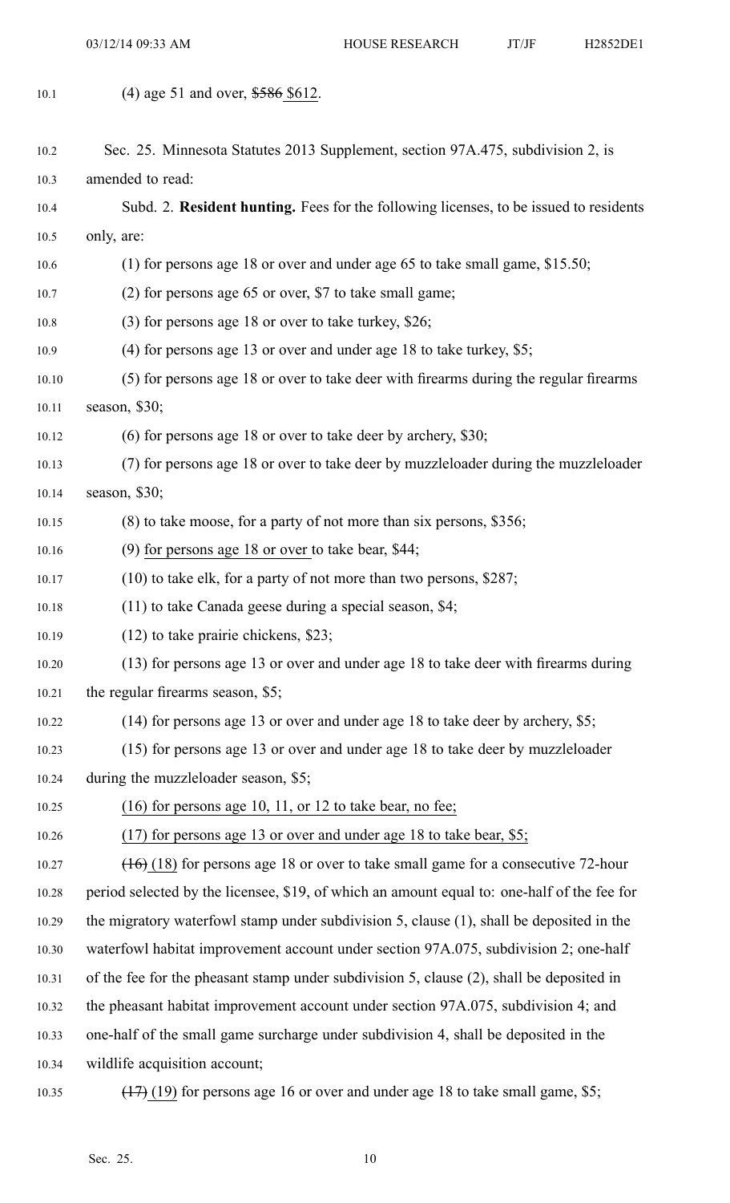(4) age 51 and over, ~~$586~~ $612.

Sec. 25. Minnesota Statutes 2013 Supplement, section 97A.475, subdivision 2, is amended to read:

Subd. 2. **Resident hunting.** Fees for the following licenses, to be issued to residents only, are:

(1) for persons age 18 or over and under age 65 to take small game, $15.50;

(2) for persons age 65 or over, $7 to take small game;

(3) for persons age 18 or over to take turkey, $26;

(4) for persons age 13 or over and under age 18 to take turkey, $5;

(5) for persons age 18 or over to take deer with firearms during the regular firearms season, $30;

(6) for persons age 18 or over to take deer by archery, $30;

(7) for persons age 18 or over to take deer by muzzleloader during the muzzleloader season, $30;

(8) to take moose, for a party of not more than six persons, $356;

(9) <u>for persons age 18 or over</u> to take bear, $44;

(10) to take elk, for a party of not more than two persons, $287;

(11) to take Canada geese during a special season, $4;

(12) to take prairie chickens, $23;

(13) for persons age 13 or over and under age 18 to take deer with firearms during the regular firearms season, $5;

(14) for persons age 13 or over and under age 18 to take deer by archery, $5;

(15) for persons age 13 or over and under age 18 to take deer by muzzleloader during the muzzleloader season, $5;

<u>(16) for persons age 10, 11, or 12 to take bear, no fee;</u>

<u>(17) for persons age 13 or over and under age 18 to take bear, $5;</u>

~~(16)~~ <u>(18)</u> for persons age 18 or over to take small game for a consecutive 72-hour period selected by the licensee, $19, of which an amount equal to: one-half of the fee for the migratory waterfowl stamp under subdivision 5, clause (1), shall be deposited in the waterfowl habitat improvement account under section 97A.075, subdivision 2; one-half of the fee for the pheasant stamp under subdivision 5, clause (2), shall be deposited in the pheasant habitat improvement account under section 97A.075, subdivision 4; and one-half of the small game surcharge under subdivision 4, shall be deposited in the wildlife acquisition account;

~~(17)~~ <u>(19)</u> for persons age 16 or over and under age 18 to take small game, $5;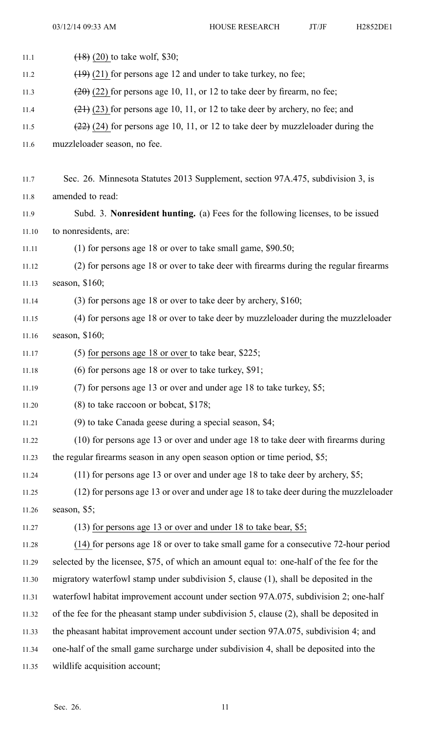~~(18)~~ (20) to take wolf, $30;

~~(19)~~ (21) for persons age 12 and under to take turkey, no fee;

~~(20)~~ (22) for persons age 10, 11, or 12 to take deer by firearm, no fee;

~~(21)~~ (23) for persons age 10, 11, or 12 to take deer by archery, no fee; and

~~(22)~~ (24) for persons age 10, 11, or 12 to take deer by muzzleloader during the muzzleloader season, no fee.

Sec. 26. Minnesota Statutes 2013 Supplement, section 97A.475, subdivision 3, is amended to read:

Subd. 3. **Nonresident hunting.** (a) Fees for the following licenses, to be issued to nonresidents, are:

(1) for persons age 18 or over to take small game, $90.50;

(2) for persons age 18 or over to take deer with firearms during the regular firearms season, $160;

(3) for persons age 18 or over to take deer by archery, $160;

(4) for persons age 18 or over to take deer by muzzleloader during the muzzleloader season, $160;

(5) <u>for persons age 18 or over</u> to take bear, $225;

(6) for persons age 18 or over to take turkey, $91;

(7) for persons age 13 or over and under age 18 to take turkey, $5;

(8) to take raccoon or bobcat, $178;

(9) to take Canada geese during a special season, $4;

(10) for persons age 13 or over and under age 18 to take deer with firearms during the regular firearms season in any open season option or time period, $5;

(11) for persons age 13 or over and under age 18 to take deer by archery, $5;

(12) for persons age 13 or over and under age 18 to take deer during the muzzleloader season, $5;

(13) <u>for persons age 13 or over and under 18 to take bear, $5;</u>

<u>(14)</u> for persons age 18 or over to take small game for a consecutive 72-hour period selected by the licensee, $75, of which an amount equal to: one-half of the fee for the migratory waterfowl stamp under subdivision 5, clause (1), shall be deposited in the waterfowl habitat improvement account under section 97A.075, subdivision 2; one-half of the fee for the pheasant stamp under subdivision 5, clause (2), shall be deposited in the pheasant habitat improvement account under section 97A.075, subdivision 4; and one-half of the small game surcharge under subdivision 4, shall be deposited into the wildlife acquisition account;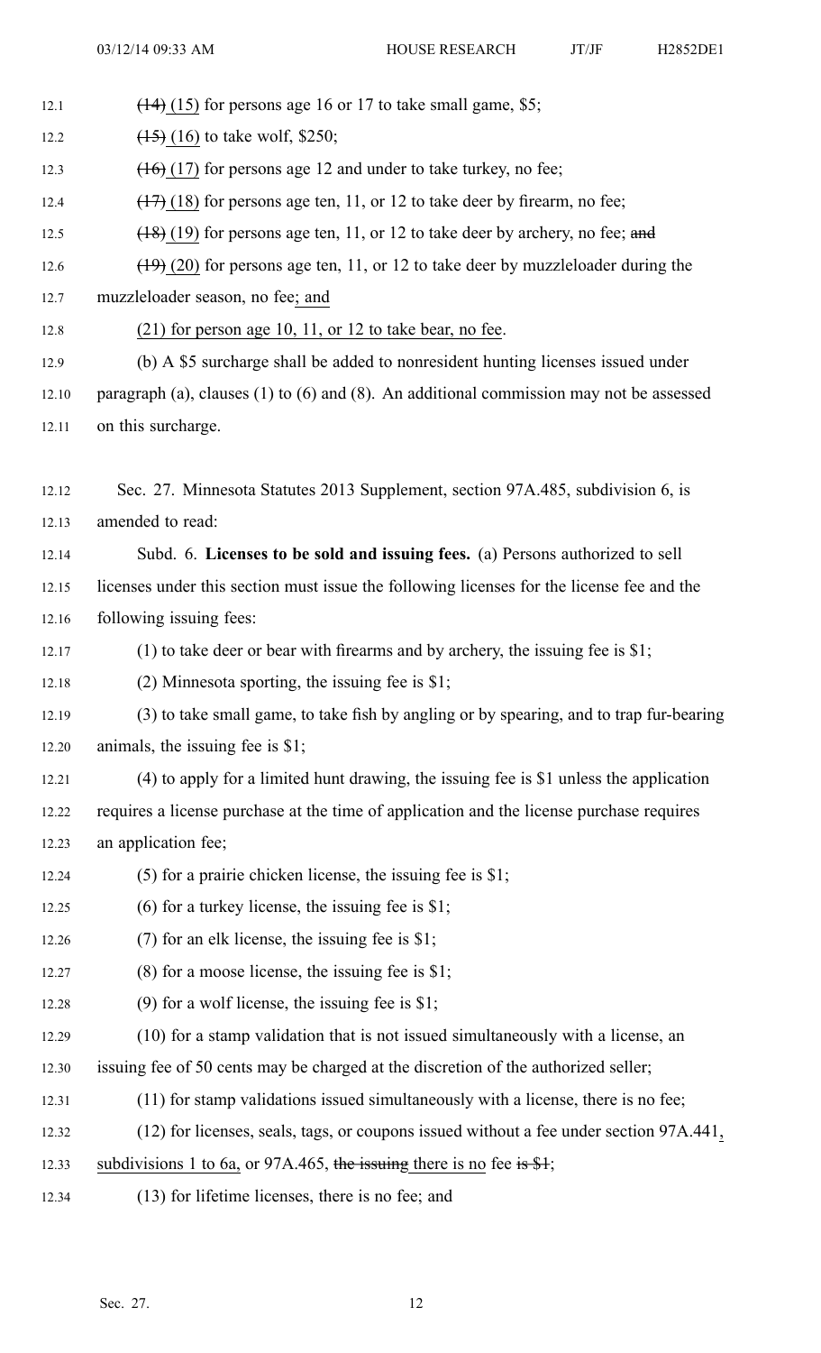~~(14)~~ (15) for persons age 16 or 17 to take small game, $5;

~~(15)~~ (16) to take wolf, $250;

~~(16)~~ (17) for persons age 12 and under to take turkey, no fee;

~~(17)~~ (18) for persons age ten, 11, or 12 to take deer by firearm, no fee;

~~(18)~~ (19) for persons age ten, 11, or 12 to take deer by archery, no fee; ~~and~~

~~(19)~~ (20) for persons age ten, 11, or 12 to take deer by muzzleloader during the muzzleloader season, no fee; and

(21) for person age 10, 11, or 12 to take bear, no fee.

(b) A $5 surcharge shall be added to nonresident hunting licenses issued under paragraph (a), clauses (1) to (6) and (8). An additional commission may not be assessed on this surcharge.

Sec. 27. Minnesota Statutes 2013 Supplement, section 97A.485, subdivision 6, is amended to read:

Subd. 6. **Licenses to be sold and issuing fees.** (a) Persons authorized to sell licenses under this section must issue the following licenses for the license fee and the following issuing fees:

(1) to take deer or bear with firearms and by archery, the issuing fee is $1;

(2) Minnesota sporting, the issuing fee is $1;

(3) to take small game, to take fish by angling or by spearing, and to trap fur-bearing animals, the issuing fee is $1;

(4) to apply for a limited hunt drawing, the issuing fee is $1 unless the application requires a license purchase at the time of application and the license purchase requires an application fee;

(5) for a prairie chicken license, the issuing fee is $1;

(6) for a turkey license, the issuing fee is $1;

(7) for an elk license, the issuing fee is $1;

(8) for a moose license, the issuing fee is $1;

(9) for a wolf license, the issuing fee is $1;

(10) for a stamp validation that is not issued simultaneously with a license, an issuing fee of 50 cents may be charged at the discretion of the authorized seller;

(11) for stamp validations issued simultaneously with a license, there is no fee;

(12) for licenses, seals, tags, or coupons issued without a fee under section 97A.441, subdivisions 1 to 6a, or 97A.465, ~~the issuing~~ there is no fee ~~is $1~~;

(13) for lifetime licenses, there is no fee; and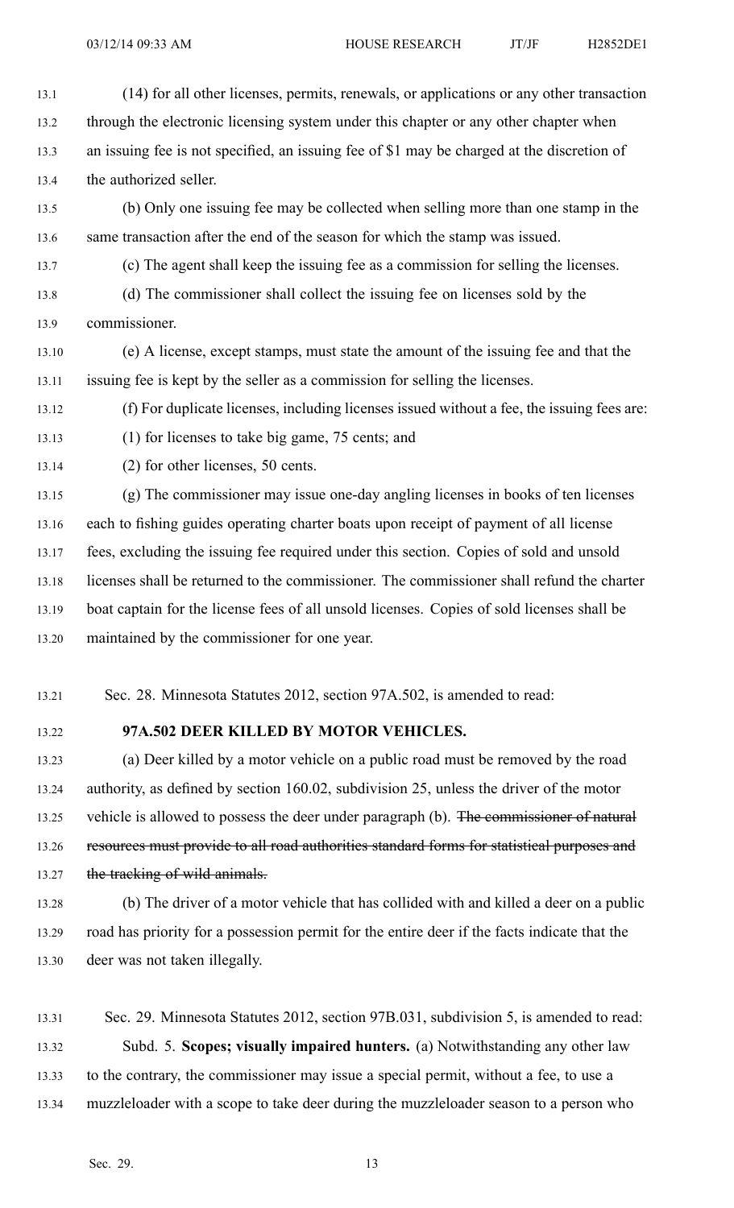(14) for all other licenses, permits, renewals, or applications or any other transaction through the electronic licensing system under this chapter or any other chapter when an issuing fee is not specified, an issuing fee of $1 may be charged at the discretion of the authorized seller.

(b) Only one issuing fee may be collected when selling more than one stamp in the same transaction after the end of the season for which the stamp was issued.

(c) The agent shall keep the issuing fee as a commission for selling the licenses.

(d) The commissioner shall collect the issuing fee on licenses sold by the commissioner.

(e) A license, except stamps, must state the amount of the issuing fee and that the issuing fee is kept by the seller as a commission for selling the licenses.

(f) For duplicate licenses, including licenses issued without a fee, the issuing fees are:

(1) for licenses to take big game, 75 cents; and

(2) for other licenses, 50 cents.

(g) The commissioner may issue one-day angling licenses in books of ten licenses each to fishing guides operating charter boats upon receipt of payment of all license fees, excluding the issuing fee required under this section. Copies of sold and unsold licenses shall be returned to the commissioner. The commissioner shall refund the charter boat captain for the license fees of all unsold licenses. Copies of sold licenses shall be maintained by the commissioner for one year.

Sec. 28. Minnesota Statutes 2012, section 97A.502, is amended to read:

**97A.502 DEER KILLED BY MOTOR VEHICLES.**

(a) Deer killed by a motor vehicle on a public road must be removed by the road authority, as defined by section 160.02, subdivision 25, unless the driver of the motor vehicle is allowed to possess the deer under paragraph (b). ~~The commissioner of natural resources must provide to all road authorities standard forms for statistical purposes and the tracking of wild animals.~~

(b) The driver of a motor vehicle that has collided with and killed a deer on a public road has priority for a possession permit for the entire deer if the facts indicate that the deer was not taken illegally.

Sec. 29. Minnesota Statutes 2012, section 97B.031, subdivision 5, is amended to read:

Subd. 5. **Scopes; visually impaired hunters.** (a) Notwithstanding any other law to the contrary, the commissioner may issue a special permit, without a fee, to use a muzzleloader with a scope to take deer during the muzzleloader season to a person who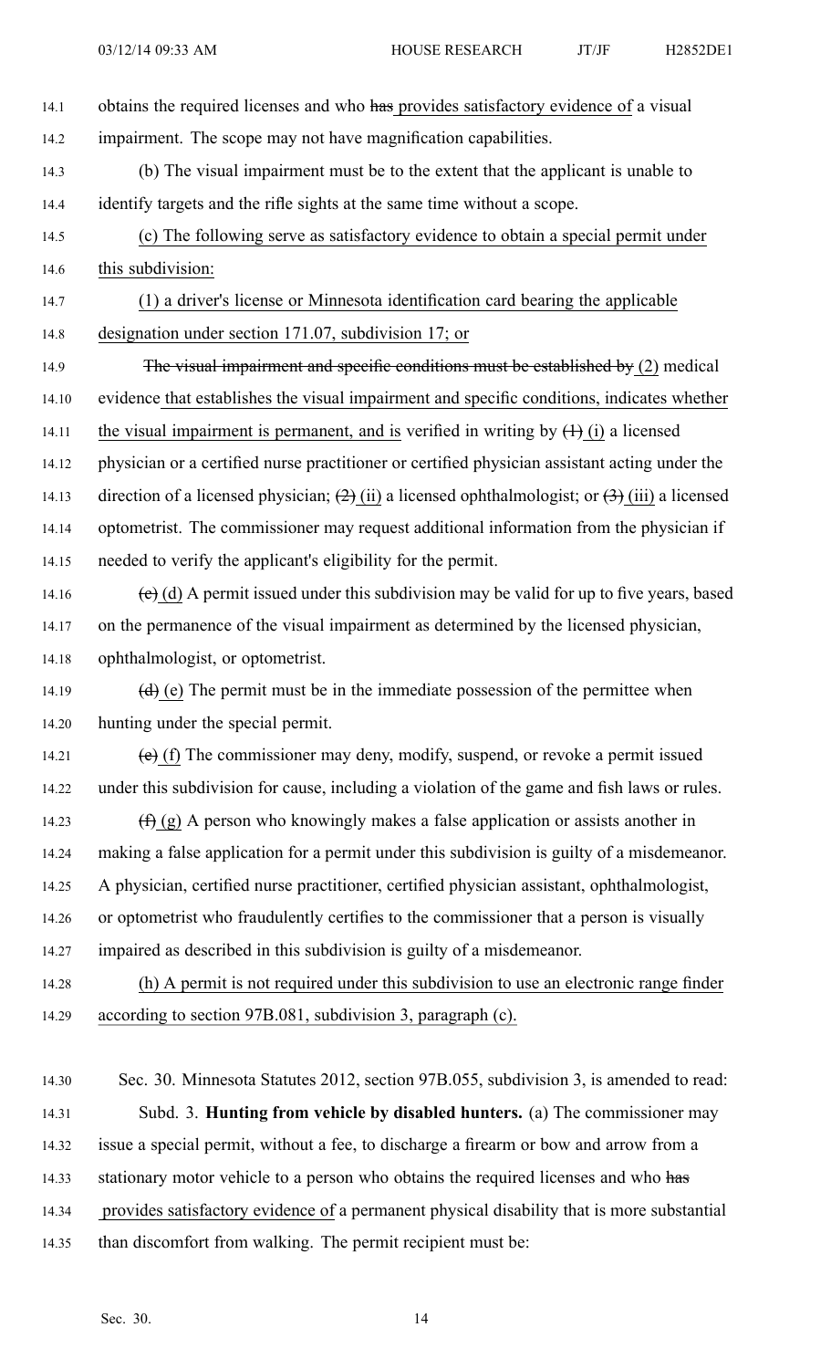14.1 obtains the required licenses and who ~~has~~ provides satisfactory evidence of a visual
14.2 impairment. The scope may not have magnification capabilities.

14.3 (b) The visual impairment must be to the extent that the applicant is unable to
14.4 identify targets and the rifle sights at the same time without a scope.

14.5 (c) The following serve as satisfactory evidence to obtain a special permit under
14.6 this subdivision:

14.7 (1) a driver's license or Minnesota identification card bearing the applicable
14.8 designation under section 171.07, subdivision 17; or

14.9 ~~The visual impairment and specific conditions must be established by~~ (2) medical
14.10 evidence that establishes the visual impairment and specific conditions, indicates whether
14.11 the visual impairment is permanent, and is verified in writing by ~~(1)~~ (i) a licensed
14.12 physician or a certified nurse practitioner or certified physician assistant acting under the
14.13 direction of a licensed physician; ~~(2)~~ (ii) a licensed ophthalmologist; or ~~(3)~~ (iii) a licensed
14.14 optometrist. The commissioner may request additional information from the physician if
14.15 needed to verify the applicant's eligibility for the permit.

14.16 ~~(c)~~ (d) A permit issued under this subdivision may be valid for up to five years, based
14.17 on the permanence of the visual impairment as determined by the licensed physician,
14.18 ophthalmologist, or optometrist.

14.19 ~~(d)~~ (e) The permit must be in the immediate possession of the permittee when
14.20 hunting under the special permit.

14.21 ~~(e)~~ (f) The commissioner may deny, modify, suspend, or revoke a permit issued
14.22 under this subdivision for cause, including a violation of the game and fish laws or rules.

14.23 ~~(f)~~ (g) A person who knowingly makes a false application or assists another in
14.24 making a false application for a permit under this subdivision is guilty of a misdemeanor.
14.25 A physician, certified nurse practitioner, certified physician assistant, ophthalmologist,
14.26 or optometrist who fraudulently certifies to the commissioner that a person is visually
14.27 impaired as described in this subdivision is guilty of a misdemeanor.

14.28 (h) A permit is not required under this subdivision to use an electronic range finder
14.29 according to section 97B.081, subdivision 3, paragraph (c).

14.30 Sec. 30. Minnesota Statutes 2012, section 97B.055, subdivision 3, is amended to read:

14.31 Subd. 3. **Hunting from vehicle by disabled hunters.** (a) The commissioner may
14.32 issue a special permit, without a fee, to discharge a firearm or bow and arrow from a
14.33 stationary motor vehicle to a person who obtains the required licenses and who ~~has~~
14.34 provides satisfactory evidence of a permanent physical disability that is more substantial
14.35 than discomfort from walking. The permit recipient must be: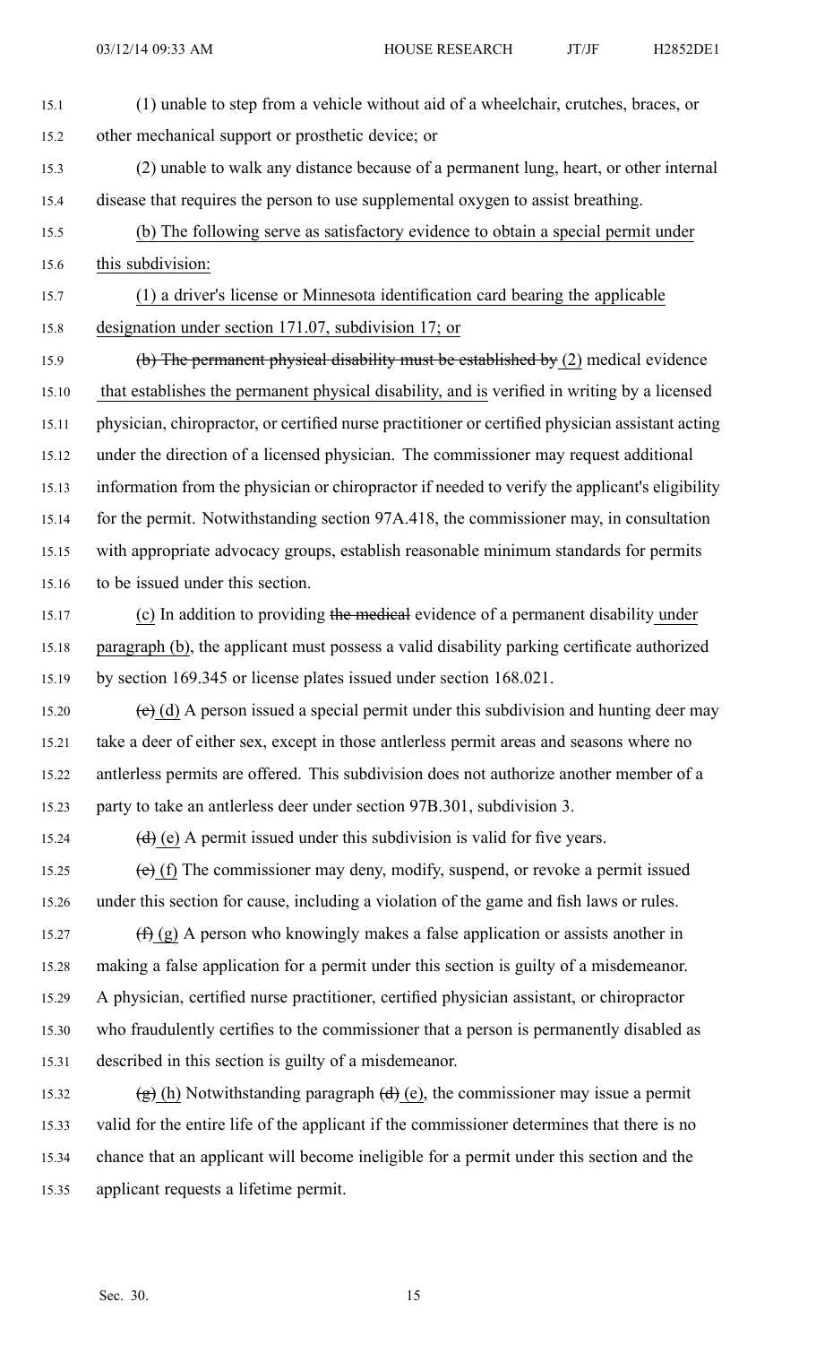(1) unable to step from a vehicle without aid of a wheelchair, crutches, braces, or other mechanical support or prosthetic device; or

(2) unable to walk any distance because of a permanent lung, heart, or other internal disease that requires the person to use supplemental oxygen to assist breathing.

(b) The following serve as satisfactory evidence to obtain a special permit under this subdivision:

(1) a driver's license or Minnesota identification card bearing the applicable designation under section 171.07, subdivision 17; or

~~(b) The permanent physical disability must be established by~~ (2) medical evidence that establishes the permanent physical disability, and is verified in writing by a licensed physician, chiropractor, or certified nurse practitioner or certified physician assistant acting under the direction of a licensed physician. The commissioner may request additional information from the physician or chiropractor if needed to verify the applicant's eligibility for the permit. Notwithstanding section 97A.418, the commissioner may, in consultation with appropriate advocacy groups, establish reasonable minimum standards for permits to be issued under this section.

(c) In addition to providing ~~the medical~~ evidence of a permanent disability under paragraph (b), the applicant must possess a valid disability parking certificate authorized by section 169.345 or license plates issued under section 168.021.

~~(c)~~ (d) A person issued a special permit under this subdivision and hunting deer may take a deer of either sex, except in those antlerless permit areas and seasons where no antlerless permits are offered. This subdivision does not authorize another member of a party to take an antlerless deer under section 97B.301, subdivision 3.

~~(d)~~ (e) A permit issued under this subdivision is valid for five years.

~~(e)~~ (f) The commissioner may deny, modify, suspend, or revoke a permit issued under this section for cause, including a violation of the game and fish laws or rules.

~~(f)~~ (g) A person who knowingly makes a false application or assists another in making a false application for a permit under this section is guilty of a misdemeanor. A physician, certified nurse practitioner, certified physician assistant, or chiropractor who fraudulently certifies to the commissioner that a person is permanently disabled as described in this section is guilty of a misdemeanor.

~~(g)~~ (h) Notwithstanding paragraph ~~(d)~~ (e), the commissioner may issue a permit valid for the entire life of the applicant if the commissioner determines that there is no chance that an applicant will become ineligible for a permit under this section and the applicant requests a lifetime permit.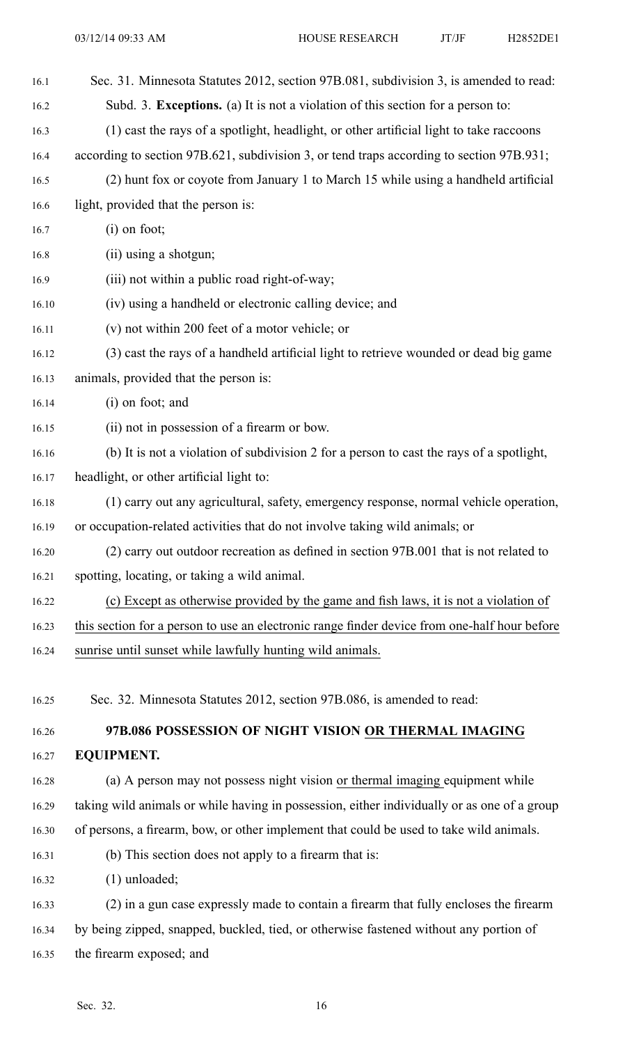Sec. 31. Minnesota Statutes 2012, section 97B.081, subdivision 3, is amended to read:

Subd. 3. **Exceptions.** (a) It is not a violation of this section for a person to:

(1) cast the rays of a spotlight, headlight, or other artificial light to take raccoons according to section 97B.621, subdivision 3, or tend traps according to section 97B.931;

(2) hunt fox or coyote from January 1 to March 15 while using a handheld artificial light, provided that the person is:

(i) on foot;

(ii) using a shotgun;

(iii) not within a public road right-of-way;

(iv) using a handheld or electronic calling device; and

(v) not within 200 feet of a motor vehicle; or

(3) cast the rays of a handheld artificial light to retrieve wounded or dead big game animals, provided that the person is:

(i) on foot; and

(ii) not in possession of a firearm or bow.

(b) It is not a violation of subdivision 2 for a person to cast the rays of a spotlight, headlight, or other artificial light to:

(1) carry out any agricultural, safety, emergency response, normal vehicle operation, or occupation-related activities that do not involve taking wild animals; or

(2) carry out outdoor recreation as defined in section 97B.001 that is not related to spotting, locating, or taking a wild animal.

<u>(c) Except as otherwise provided by the game and fish laws, it is not a violation of this section for a person to use an electronic range finder device from one-half hour before sunrise until sunset while lawfully hunting wild animals.</u>

Sec. 32. Minnesota Statutes 2012, section 97B.086, is amended to read:

**97B.086 POSSESSION OF NIGHT VISION <u>OR THERMAL IMAGING</u> EQUIPMENT.**

(a) A person may not possess night vision <u>or thermal imaging</u> equipment while taking wild animals or while having in possession, either individually or as one of a group of persons, a firearm, bow, or other implement that could be used to take wild animals.

(b) This section does not apply to a firearm that is:

(1) unloaded;

(2) in a gun case expressly made to contain a firearm that fully encloses the firearm by being zipped, snapped, buckled, tied, or otherwise fastened without any portion of the firearm exposed; and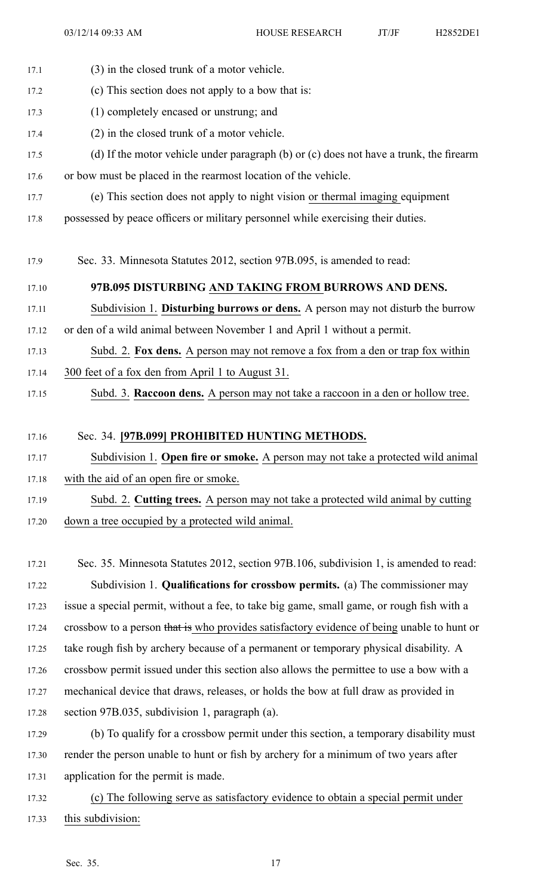(3) in the closed trunk of a motor vehicle.

(c) This section does not apply to a bow that is:

(1) completely encased or unstrung; and

(2) in the closed trunk of a motor vehicle.

(d) If the motor vehicle under paragraph (b) or (c) does not have a trunk, the firearm or bow must be placed in the rearmost location of the vehicle.

(e) This section does not apply to night vision or thermal imaging equipment possessed by peace officers or military personnel while exercising their duties.

Sec. 33. Minnesota Statutes 2012, section 97B.095, is amended to read:

**97B.095 DISTURBING AND TAKING FROM BURROWS AND DENS.**

Subdivision 1. **Disturbing burrows or dens.** A person may not disturb the burrow or den of a wild animal between November 1 and April 1 without a permit.

Subd. 2. **Fox dens.** A person may not remove a fox from a den or trap fox within 300 feet of a fox den from April 1 to August 31.

Subd. 3. **Raccoon dens.** A person may not take a raccoon in a den or hollow tree.

Sec. 34. **[97B.099] PROHIBITED HUNTING METHODS.**

Subdivision 1. **Open fire or smoke.** A person may not take a protected wild animal with the aid of an open fire or smoke.

Subd. 2. **Cutting trees.** A person may not take a protected wild animal by cutting down a tree occupied by a protected wild animal.

Sec. 35. Minnesota Statutes 2012, section 97B.106, subdivision 1, is amended to read:

Subdivision 1. **Qualifications for crossbow permits.** (a) The commissioner may issue a special permit, without a fee, to take big game, small game, or rough fish with a crossbow to a person ~~that is~~ who provides satisfactory evidence of being unable to hunt or take rough fish by archery because of a permanent or temporary physical disability. A crossbow permit issued under this section also allows the permittee to use a bow with a mechanical device that draws, releases, or holds the bow at full draw as provided in section 97B.035, subdivision 1, paragraph (a).

(b) To qualify for a crossbow permit under this section, a temporary disability must render the person unable to hunt or fish by archery for a minimum of two years after application for the permit is made.

(c) The following serve as satisfactory evidence to obtain a special permit under this subdivision: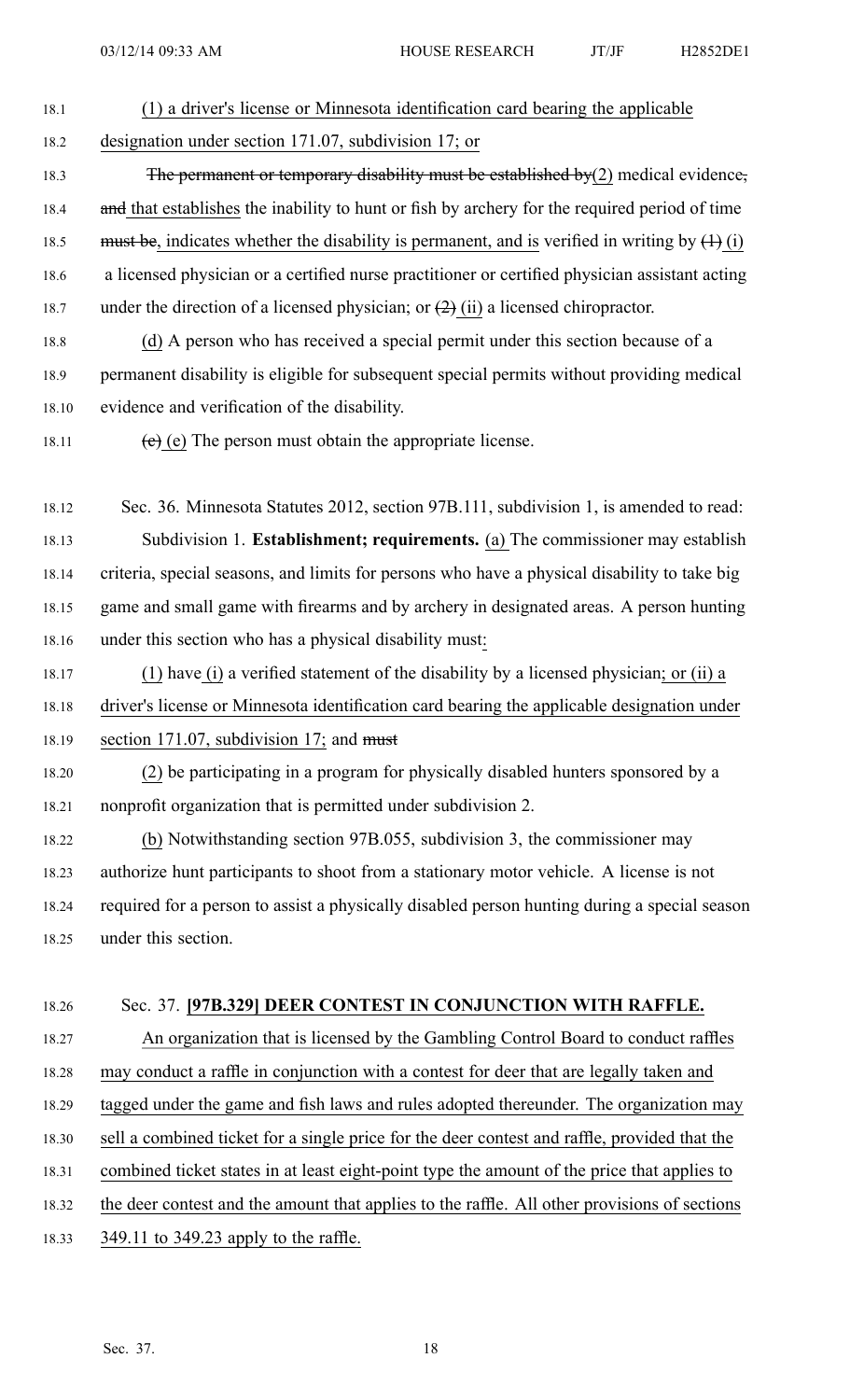(1) a driver's license or Minnesota identification card bearing the applicable designation under section 171.07, subdivision 17; or

~~The permanent or temporary disability must be established by~~(2) medical evidence~~,~~ ~~and~~ that establishes the inability to hunt or fish by archery for the required period of time ~~must be~~, indicates whether the disability is permanent, and is verified in writing by ~~(1)~~ (i) a licensed physician or a certified nurse practitioner or certified physician assistant acting under the direction of a licensed physician; or ~~(2)~~ (ii) a licensed chiropractor.

(d) A person who has received a special permit under this section because of a permanent disability is eligible for subsequent special permits without providing medical evidence and verification of the disability.

~~(c)~~ (e) The person must obtain the appropriate license.

Sec. 36. Minnesota Statutes 2012, section 97B.111, subdivision 1, is amended to read:

Subdivision 1. **Establishment; requirements.** (a) The commissioner may establish criteria, special seasons, and limits for persons who have a physical disability to take big game and small game with firearms and by archery in designated areas. A person hunting under this section who has a physical disability must:

(1) have (i) a verified statement of the disability by a licensed physician; or (ii) a driver's license or Minnesota identification card bearing the applicable designation under section 171.07, subdivision 17; and ~~must~~

(2) be participating in a program for physically disabled hunters sponsored by a nonprofit organization that is permitted under subdivision 2.

(b) Notwithstanding section 97B.055, subdivision 3, the commissioner may authorize hunt participants to shoot from a stationary motor vehicle. A license is not required for a person to assist a physically disabled person hunting during a special season under this section.

Sec. 37. **[97B.329] DEER CONTEST IN CONJUNCTION WITH RAFFLE.**

An organization that is licensed by the Gambling Control Board to conduct raffles may conduct a raffle in conjunction with a contest for deer that are legally taken and tagged under the game and fish laws and rules adopted thereunder. The organization may sell a combined ticket for a single price for the deer contest and raffle, provided that the combined ticket states in at least eight-point type the amount of the price that applies to the deer contest and the amount that applies to the raffle. All other provisions of sections 349.11 to 349.23 apply to the raffle.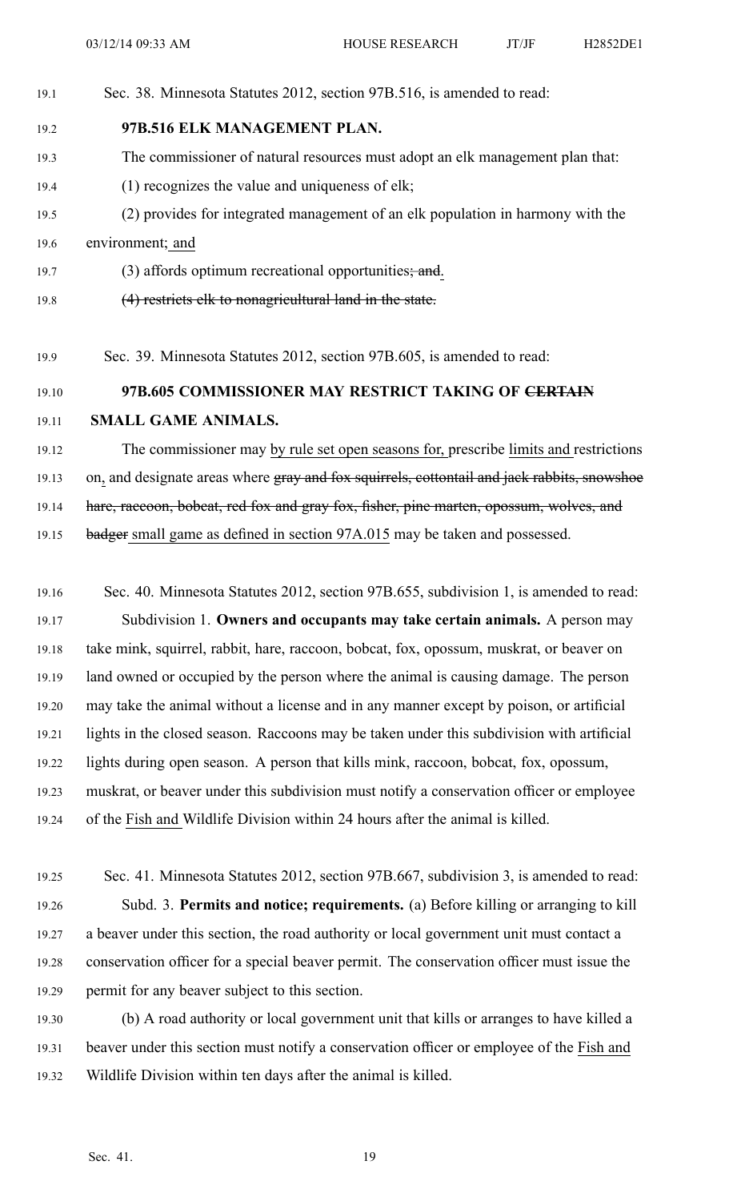Sec. 38. Minnesota Statutes 2012, section 97B.516, is amended to read:

**97B.516 ELK MANAGEMENT PLAN.**

The commissioner of natural resources must adopt an elk management plan that:

(1) recognizes the value and uniqueness of elk;

(2) provides for integrated management of an elk population in harmony with the environment; and

(3) affords optimum recreational opportunities; ~~and~~.

~~(4) restricts elk to nonagricultural land in the state.~~

Sec. 39. Minnesota Statutes 2012, section 97B.605, is amended to read:

**97B.605 COMMISSIONER MAY RESTRICT TAKING OF ~~CERTAIN~~ SMALL GAME ANIMALS.**

The commissioner may by rule set open seasons for, prescribe limits and restrictions on, and designate areas where ~~gray and fox squirrels, cottontail and jack rabbits, snowshoe hare, raccoon, bobcat, red fox and gray fox, fisher, pine marten, opossum, wolves, and badger~~ small game as defined in section 97A.015 may be taken and possessed.

Sec. 40. Minnesota Statutes 2012, section 97B.655, subdivision 1, is amended to read:

Subdivision 1. **Owners and occupants may take certain animals.** A person may take mink, squirrel, rabbit, hare, raccoon, bobcat, fox, opossum, muskrat, or beaver on land owned or occupied by the person where the animal is causing damage. The person may take the animal without a license and in any manner except by poison, or artificial lights in the closed season. Raccoons may be taken under this subdivision with artificial lights during open season. A person that kills mink, raccoon, bobcat, fox, opossum, muskrat, or beaver under this subdivision must notify a conservation officer or employee of the Fish and Wildlife Division within 24 hours after the animal is killed.

Sec. 41. Minnesota Statutes 2012, section 97B.667, subdivision 3, is amended to read:

Subd. 3. **Permits and notice; requirements.** (a) Before killing or arranging to kill a beaver under this section, the road authority or local government unit must contact a conservation officer for a special beaver permit. The conservation officer must issue the permit for any beaver subject to this section.

(b) A road authority or local government unit that kills or arranges to have killed a beaver under this section must notify a conservation officer or employee of the Fish and Wildlife Division within ten days after the animal is killed.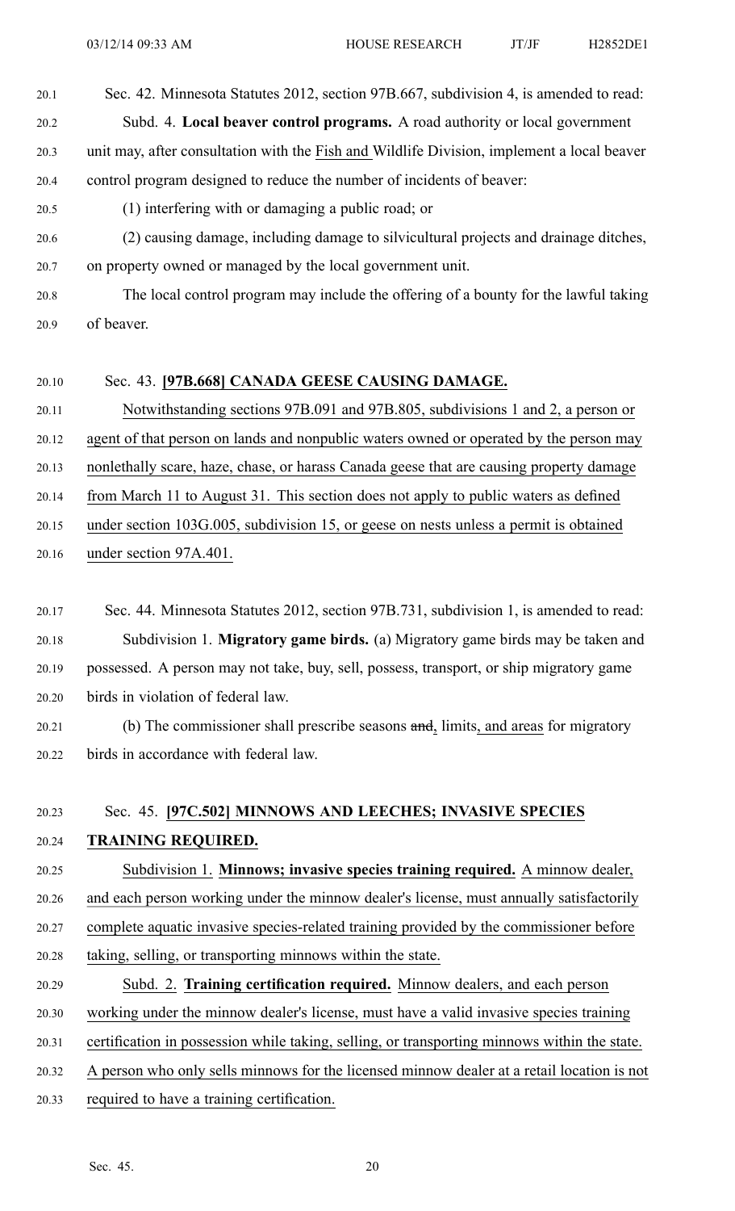Sec. 42. Minnesota Statutes 2012, section 97B.667, subdivision 4, is amended to read:

Subd. 4. **Local beaver control programs.** A road authority or local government unit may, after consultation with the Fish and Wildlife Division, implement a local beaver control program designed to reduce the number of incidents of beaver:

(1) interfering with or damaging a public road; or

(2) causing damage, including damage to silvicultural projects and drainage ditches, on property owned or managed by the local government unit.

The local control program may include the offering of a bounty for the lawful taking of beaver.

Sec. 43. **[97B.668] CANADA GEESE CAUSING DAMAGE.**

Notwithstanding sections 97B.091 and 97B.805, subdivisions 1 and 2, a person or agent of that person on lands and nonpublic waters owned or operated by the person may nonlethally scare, haze, chase, or harass Canada geese that are causing property damage from March 11 to August 31. This section does not apply to public waters as defined under section 103G.005, subdivision 15, or geese on nests unless a permit is obtained under section 97A.401.

Sec. 44. Minnesota Statutes 2012, section 97B.731, subdivision 1, is amended to read:

Subdivision 1. **Migratory game birds.** (a) Migratory game birds may be taken and possessed. A person may not take, buy, sell, possess, transport, or ship migratory game birds in violation of federal law.

(b) The commissioner shall prescribe seasons ~~and~~, limits, and areas for migratory birds in accordance with federal law.

Sec. 45. **[97C.502] MINNOWS AND LEECHES; INVASIVE SPECIES TRAINING REQUIRED.**

Subdivision 1. **Minnows; invasive species training required.** A minnow dealer, and each person working under the minnow dealer's license, must annually satisfactorily complete aquatic invasive species-related training provided by the commissioner before taking, selling, or transporting minnows within the state.

Subd. 2. **Training certification required.** Minnow dealers, and each person working under the minnow dealer's license, must have a valid invasive species training certification in possession while taking, selling, or transporting minnows within the state. A person who only sells minnows for the licensed minnow dealer at a retail location is not required to have a training certification.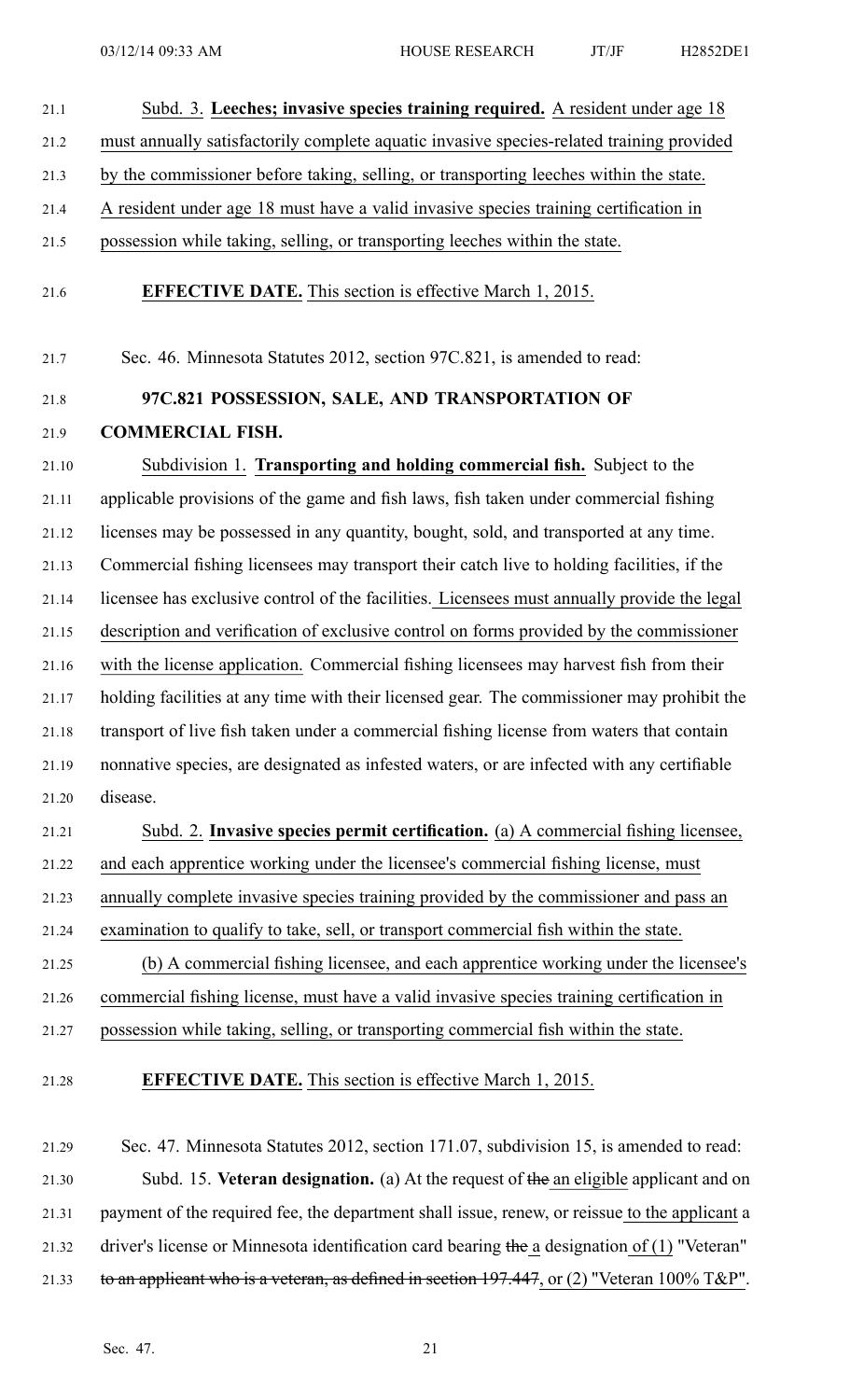Subd. 3. **Leeches; invasive species training required.** A resident under age 18 must annually satisfactorily complete aquatic invasive species-related training provided by the commissioner before taking, selling, or transporting leeches within the state. A resident under age 18 must have a valid invasive species training certification in possession while taking, selling, or transporting leeches within the state.

**EFFECTIVE DATE.** This section is effective March 1, 2015.

Sec. 46. Minnesota Statutes 2012, section 97C.821, is amended to read:

**97C.821 POSSESSION, SALE, AND TRANSPORTATION OF COMMERCIAL FISH.**

Subdivision 1. **Transporting and holding commercial fish.** Subject to the applicable provisions of the game and fish laws, fish taken under commercial fishing licenses may be possessed in any quantity, bought, sold, and transported at any time. Commercial fishing licensees may transport their catch live to holding facilities, if the licensee has exclusive control of the facilities. Licensees must annually provide the legal description and verification of exclusive control on forms provided by the commissioner with the license application. Commercial fishing licensees may harvest fish from their holding facilities at any time with their licensed gear. The commissioner may prohibit the transport of live fish taken under a commercial fishing license from waters that contain nonnative species, are designated as infested waters, or are infected with any certifiable disease.

Subd. 2. **Invasive species permit certification.** (a) A commercial fishing licensee, and each apprentice working under the licensee's commercial fishing license, must annually complete invasive species training provided by the commissioner and pass an examination to qualify to take, sell, or transport commercial fish within the state.

(b) A commercial fishing licensee, and each apprentice working under the licensee's commercial fishing license, must have a valid invasive species training certification in possession while taking, selling, or transporting commercial fish within the state.

**EFFECTIVE DATE.** This section is effective March 1, 2015.

Sec. 47. Minnesota Statutes 2012, section 171.07, subdivision 15, is amended to read:

Subd. 15. **Veteran designation.** (a) At the request of ~~the~~ an eligible applicant and on payment of the required fee, the department shall issue, renew, or reissue to the applicant a driver's license or Minnesota identification card bearing ~~the~~ a designation of (1) "Veteran" ~~to an applicant who is a veteran, as defined in section 197.447~~, or (2) "Veteran 100% T&P".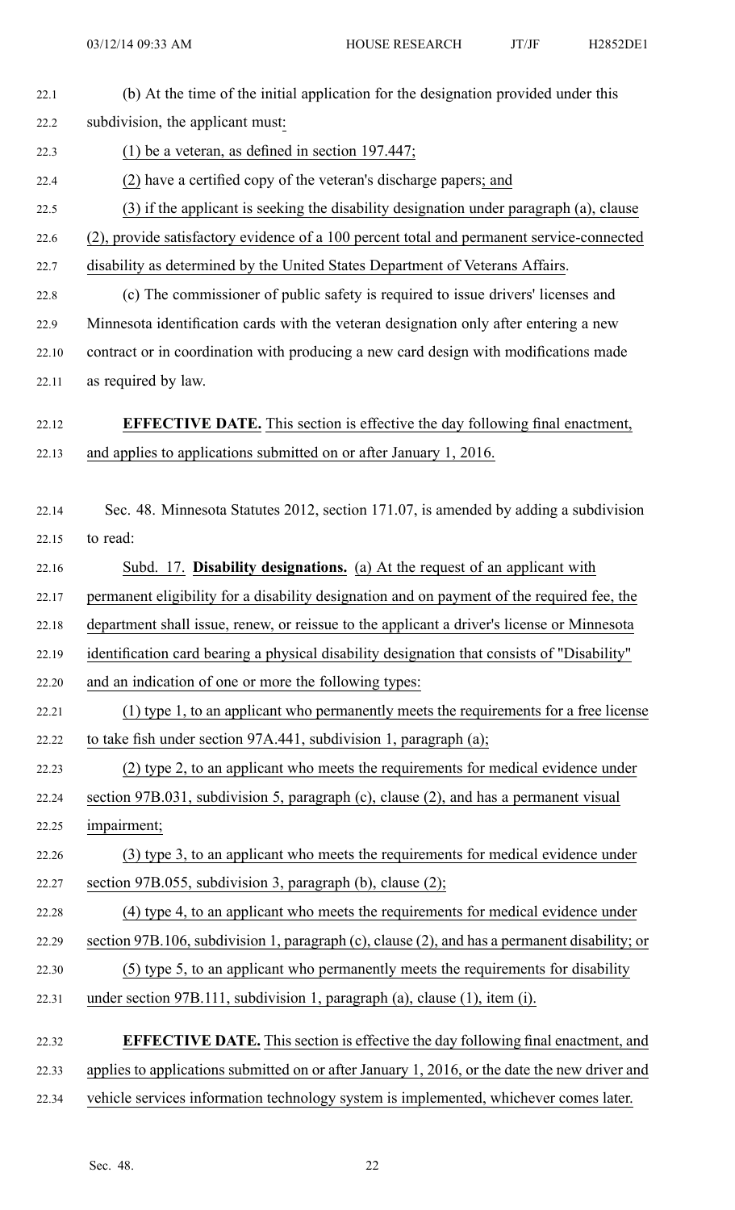(b) At the time of the initial application for the designation provided under this subdivision, the applicant must:

(1) be a veteran, as defined in section 197.447;

(2) have a certified copy of the veteran's discharge papers; and

(3) if the applicant is seeking the disability designation under paragraph (a), clause (2), provide satisfactory evidence of a 100 percent total and permanent service-connected disability as determined by the United States Department of Veterans Affairs.

(c) The commissioner of public safety is required to issue drivers' licenses and Minnesota identification cards with the veteran designation only after entering a new contract or in coordination with producing a new card design with modifications made as required by law.

**EFFECTIVE DATE.** This section is effective the day following final enactment, and applies to applications submitted on or after January 1, 2016.

Sec. 48. Minnesota Statutes 2012, section 171.07, is amended by adding a subdivision to read:

Subd. 17. **Disability designations.** (a) At the request of an applicant with permanent eligibility for a disability designation and on payment of the required fee, the department shall issue, renew, or reissue to the applicant a driver's license or Minnesota identification card bearing a physical disability designation that consists of "Disability" and an indication of one or more the following types:

(1) type 1, to an applicant who permanently meets the requirements for a free license to take fish under section 97A.441, subdivision 1, paragraph (a);

(2) type 2, to an applicant who meets the requirements for medical evidence under section 97B.031, subdivision 5, paragraph (c), clause (2), and has a permanent visual impairment;

(3) type 3, to an applicant who meets the requirements for medical evidence under section 97B.055, subdivision 3, paragraph (b), clause (2);

(4) type 4, to an applicant who meets the requirements for medical evidence under section 97B.106, subdivision 1, paragraph (c), clause (2), and has a permanent disability; or

(5) type 5, to an applicant who permanently meets the requirements for disability under section 97B.111, subdivision 1, paragraph (a), clause (1), item (i).

**EFFECTIVE DATE.** This section is effective the day following final enactment, and applies to applications submitted on or after January 1, 2016, or the date the new driver and vehicle services information technology system is implemented, whichever comes later.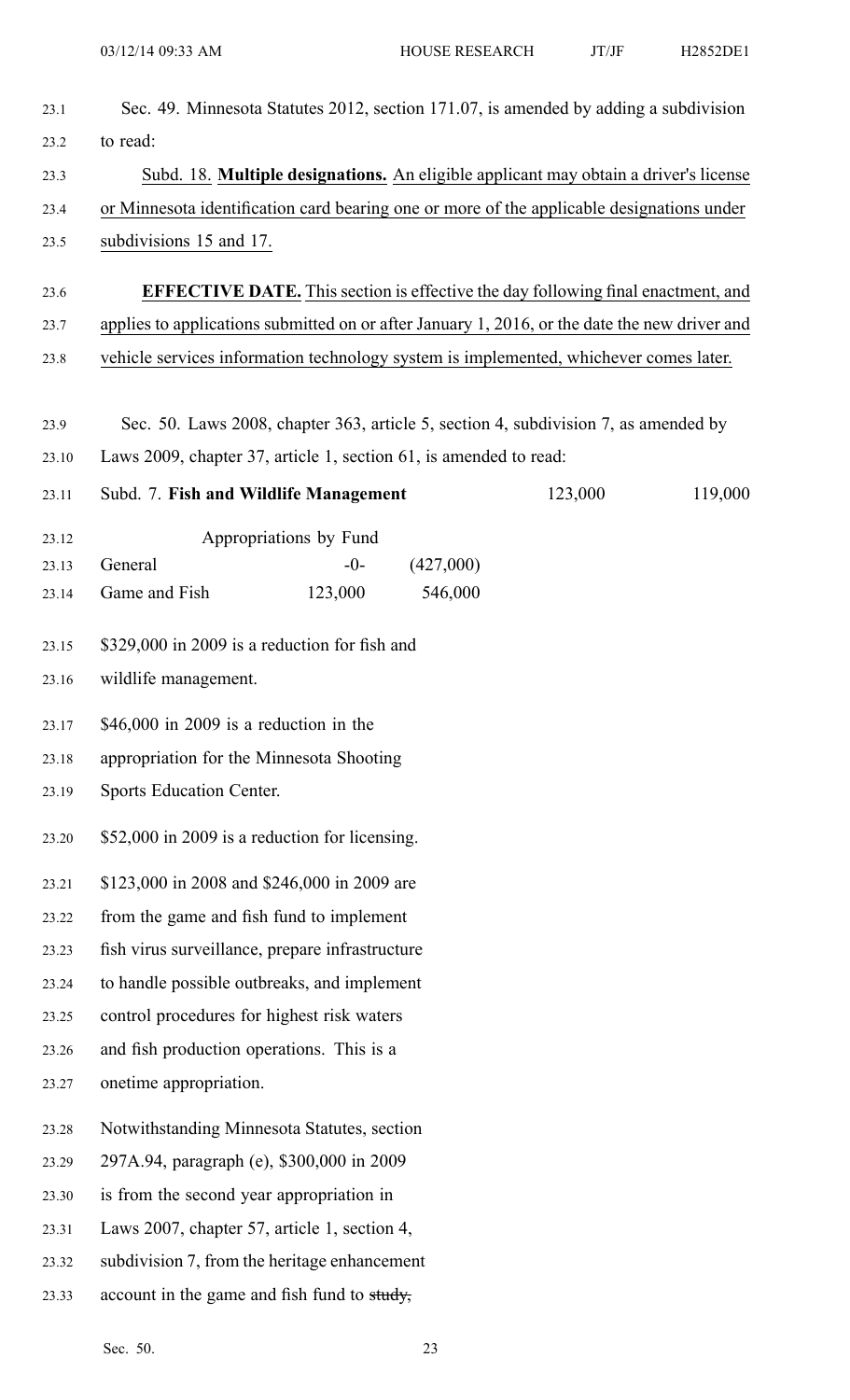Sec. 49. Minnesota Statutes 2012, section 171.07, is amended by adding a subdivision to read:

<u>Subd. 18.</u> <u>**Multiple designations.**</u> <u>An eligible applicant may obtain a driver's license or Minnesota identification card bearing one or more of the applicable designations under subdivisions 15 and 17.</u>

<u>**EFFECTIVE DATE.** This section is effective the day following final enactment, and applies to applications submitted on or after January 1, 2016, or the date the new driver and vehicle services information technology system is implemented, whichever comes later.</u>

Sec. 50. Laws 2008, chapter 363, article 5, section 4, subdivision 7, as amended by Laws 2009, chapter 37, article 1, section 61, is amended to read:

| Subd. 7. **Fish and Wildlife Management** | | | 123,000 | 119,000 |
|---|---|---|---|---|
| Appropriations by Fund | | | | |
| General | -0- | (427,000) | | |
| Game and Fish | 123,000 | 546,000 | | |

$329,000 in 2009 is a reduction for fish and wildlife management.

$46,000 in 2009 is a reduction in the appropriation for the Minnesota Shooting Sports Education Center.

$52,000 in 2009 is a reduction for licensing.

$123,000 in 2008 and $246,000 in 2009 are from the game and fish fund to implement fish virus surveillance, prepare infrastructure to handle possible outbreaks, and implement control procedures for highest risk waters and fish production operations. This is a onetime appropriation.

Notwithstanding Minnesota Statutes, section 297A.94, paragraph (e), $300,000 in 2009 is from the second year appropriation in Laws 2007, chapter 57, article 1, section 4, subdivision 7, from the heritage enhancement account in the game and fish fund to ~~study,~~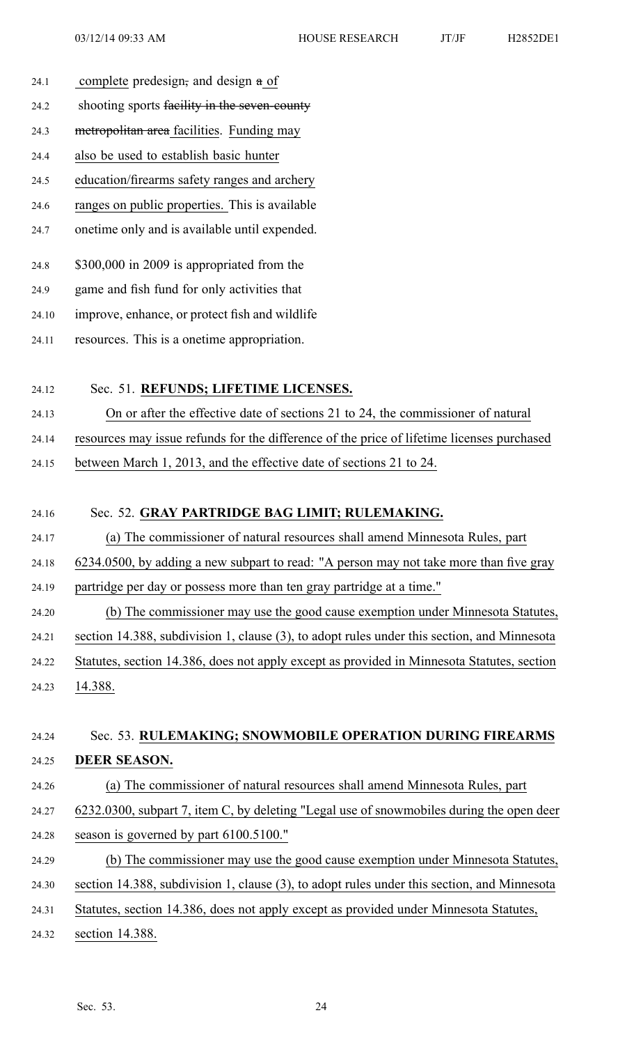complete predesign, and design a of shooting sports facility in the seven-county metropolitan area facilities. Funding may also be used to establish basic hunter education/firearms safety ranges and archery ranges on public properties. This is available onetime only and is available until expended.

$300,000 in 2009 is appropriated from the game and fish fund for only activities that improve, enhance, or protect fish and wildlife resources. This is a onetime appropriation.

Sec. 51. **REFUNDS; LIFETIME LICENSES.**

On or after the effective date of sections 21 to 24, the commissioner of natural resources may issue refunds for the difference of the price of lifetime licenses purchased between March 1, 2013, and the effective date of sections 21 to 24.

Sec. 52. **GRAY PARTRIDGE BAG LIMIT; RULEMAKING.**

(a) The commissioner of natural resources shall amend Minnesota Rules, part 6234.0500, by adding a new subpart to read: "A person may not take more than five gray partridge per day or possess more than ten gray partridge at a time."

(b) The commissioner may use the good cause exemption under Minnesota Statutes, section 14.388, subdivision 1, clause (3), to adopt rules under this section, and Minnesota Statutes, section 14.386, does not apply except as provided in Minnesota Statutes, section 14.388.

Sec. 53. **RULEMAKING; SNOWMOBILE OPERATION DURING FIREARMS DEER SEASON.**

(a) The commissioner of natural resources shall amend Minnesota Rules, part 6232.0300, subpart 7, item C, by deleting "Legal use of snowmobiles during the open deer season is governed by part 6100.5100."

(b) The commissioner may use the good cause exemption under Minnesota Statutes, section 14.388, subdivision 1, clause (3), to adopt rules under this section, and Minnesota Statutes, section 14.386, does not apply except as provided under Minnesota Statutes, section 14.388.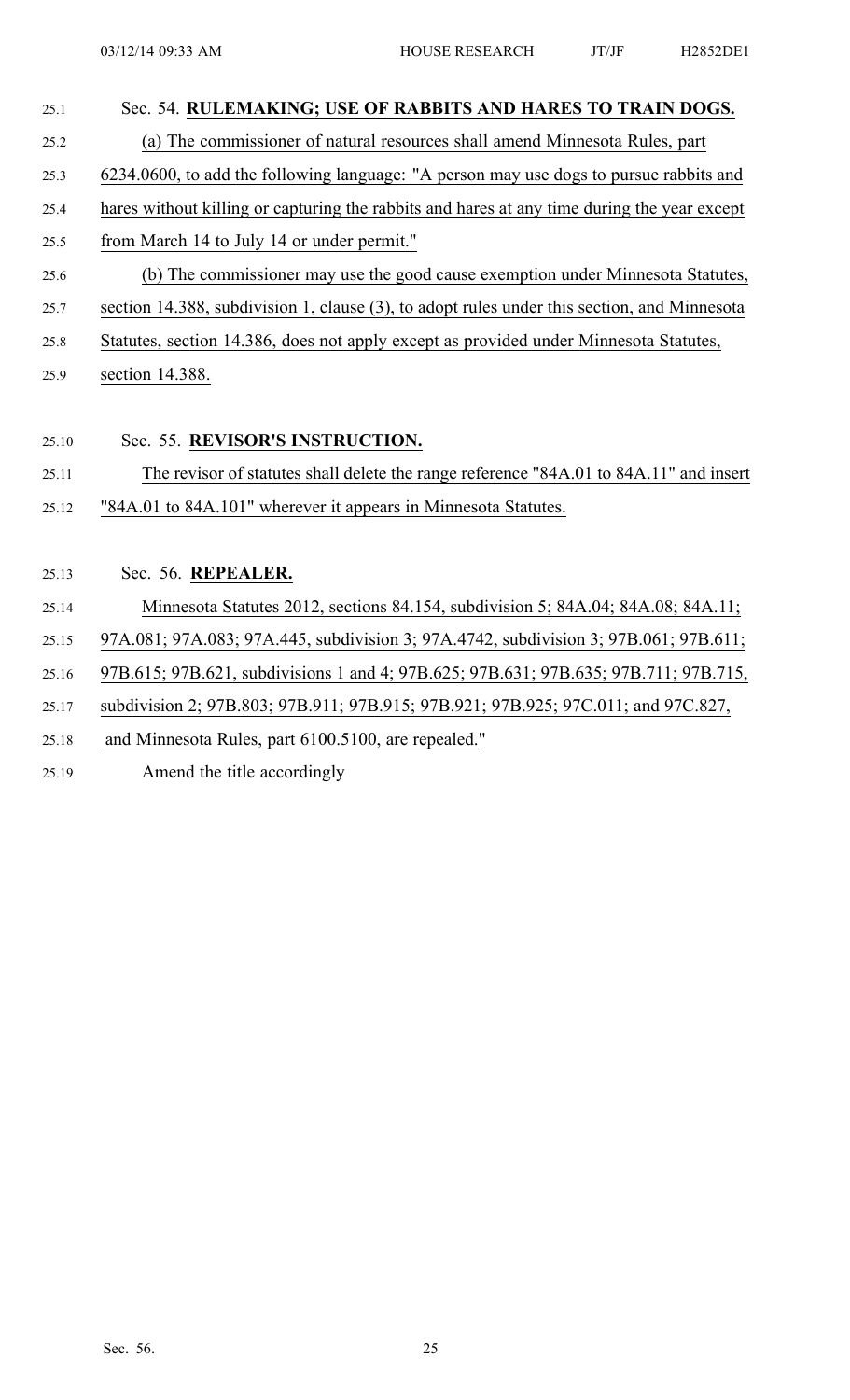Sec. 54. **RULEMAKING; USE OF RABBITS AND HARES TO TRAIN DOGS.**

(a) The commissioner of natural resources shall amend Minnesota Rules, part 6234.0600, to add the following language: "A person may use dogs to pursue rabbits and hares without killing or capturing the rabbits and hares at any time during the year except from March 14 to July 14 or under permit."

(b) The commissioner may use the good cause exemption under Minnesota Statutes, section 14.388, subdivision 1, clause (3), to adopt rules under this section, and Minnesota Statutes, section 14.386, does not apply except as provided under Minnesota Statutes, section 14.388.

Sec. 55. **REVISOR'S INSTRUCTION.**

The revisor of statutes shall delete the range reference "84A.01 to 84A.11" and insert "84A.01 to 84A.101" wherever it appears in Minnesota Statutes.

Sec. 56. **REPEALER.**

Minnesota Statutes 2012, sections 84.154, subdivision 5; 84A.04; 84A.08; 84A.11; 97A.081; 97A.083; 97A.445, subdivision 3; 97A.4742, subdivision 3; 97B.061; 97B.611; 97B.615; 97B.621, subdivisions 1 and 4; 97B.625; 97B.631; 97B.635; 97B.711; 97B.715, subdivision 2; 97B.803; 97B.911; 97B.915; 97B.921; 97B.925; 97C.011; and 97C.827, and Minnesota Rules, part 6100.5100, are repealed."

Amend the title accordingly